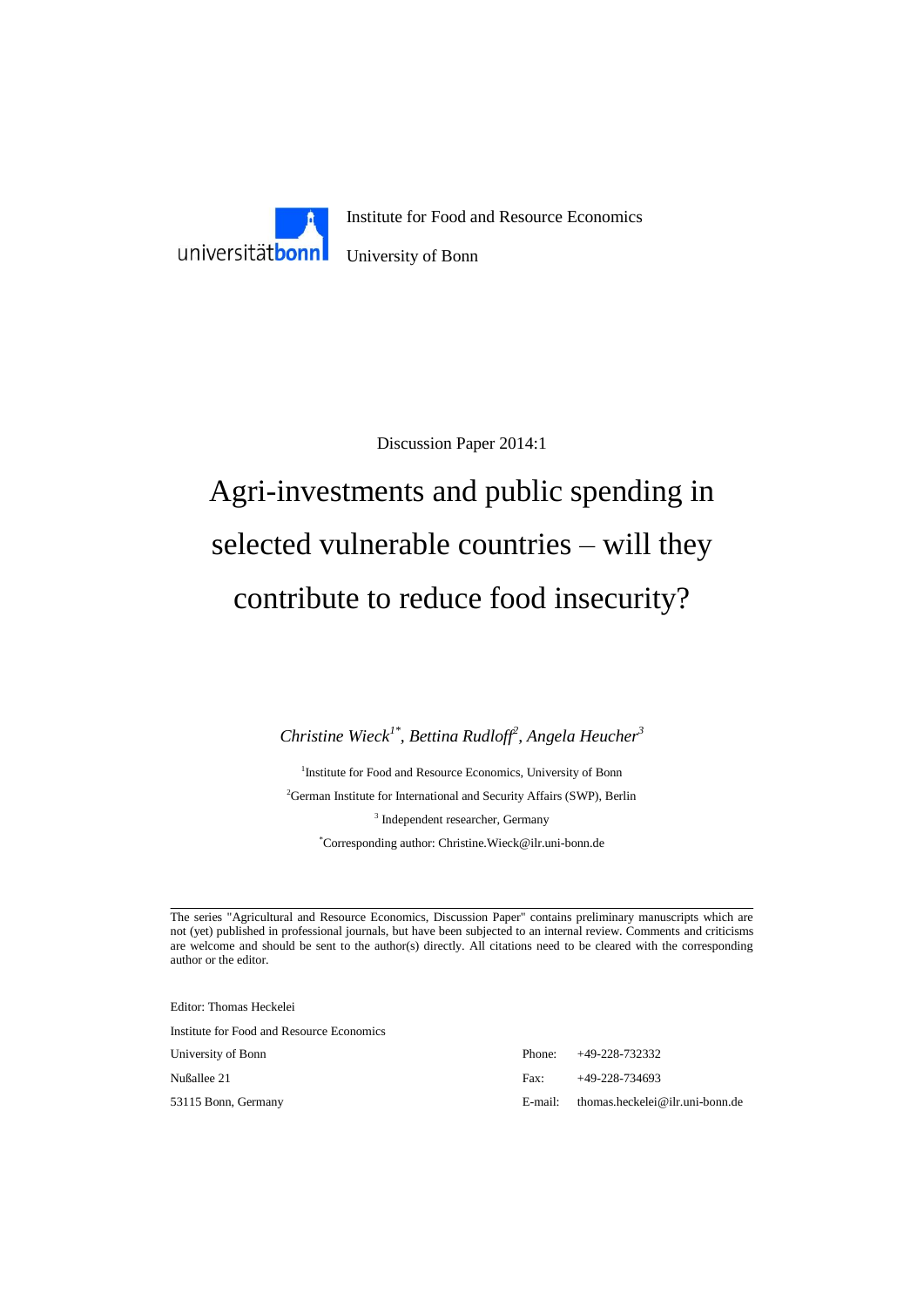universität**bonn**

Institute for Food and Resource Economics

University of Bonn

Discussion Paper 2014:1

# Agri-investments and public spending in selected vulnerable countries – will they contribute to reduce food insecurity?

*Christine Wieck[1*], Bettina Rudloff[2], Angela Heucher[3]*

[1]Institute for Food and Resource Economics, University of Bonn

[2]German Institute for International and Security Affairs (SWP), Berlin

[3] Independent researcher, Germany

[*]Corresponding author: Christine.Wieck@ilr.uni-bonn.de

---

The series "Agricultural and Resource Economics, Discussion Paper" contains preliminary manuscripts which are not (yet) published in professional journals, but have been subjected to an internal review. Comments and criticisms are welcome and should be sent to the author(s) directly. All citations need to be cleared with the corresponding author or the editor.

Editor: Thomas Heckelei

Institute for Food and Resource Economics

University of Bonn

Nußallee 21

53115 Bonn, Germany

Phone: +49-228-732332

Fax: +49-228-734693

E-mail: thomas.heckelei@ilr.uni-bonn.de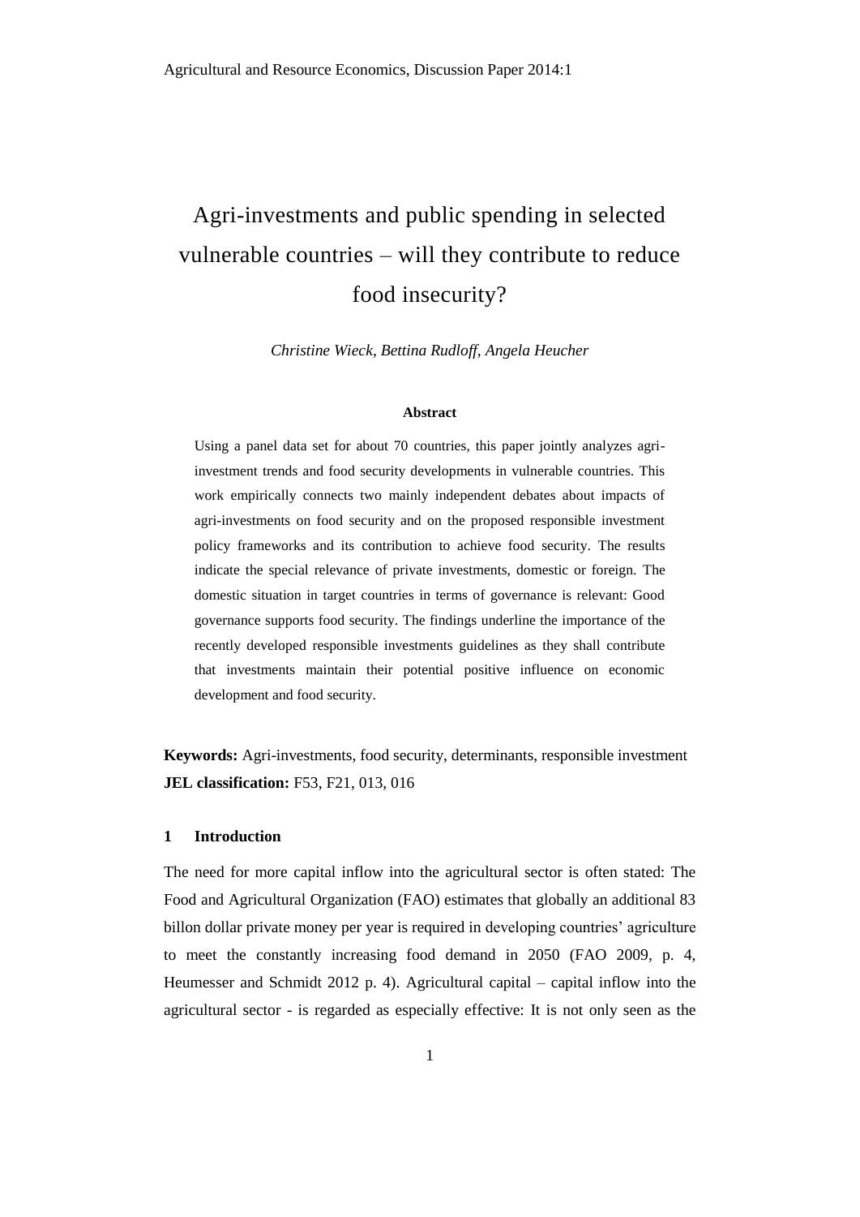# Agri-investments and public spending in selected vulnerable countries – will they contribute to reduce food insecurity?

*Christine Wieck, Bettina Rudloff, Angela Heucher*

**Abstract**

Using a panel data set for about 70 countries, this paper jointly analyzes agri-investment trends and food security developments in vulnerable countries. This work empirically connects two mainly independent debates about impacts of agri-investments on food security and on the proposed responsible investment policy frameworks and its contribution to achieve food security. The results indicate the special relevance of private investments, domestic or foreign. The domestic situation in target countries in terms of governance is relevant: Good governance supports food security. The findings underline the importance of the recently developed responsible investments guidelines as they shall contribute that investments maintain their potential positive influence on economic development and food security.

**Keywords:** Agri-investments, food security, determinants, responsible investment
**JEL classification:** F53, F21, 013, 016

## 1 Introduction

The need for more capital inflow into the agricultural sector is often stated: The Food and Agricultural Organization (FAO) estimates that globally an additional 83 billon dollar private money per year is required in developing countries' agriculture to meet the constantly increasing food demand in 2050 (FAO 2009, p. 4, Heumesser and Schmidt 2012 p. 4). Agricultural capital – capital inflow into the agricultural sector - is regarded as especially effective: It is not only seen as the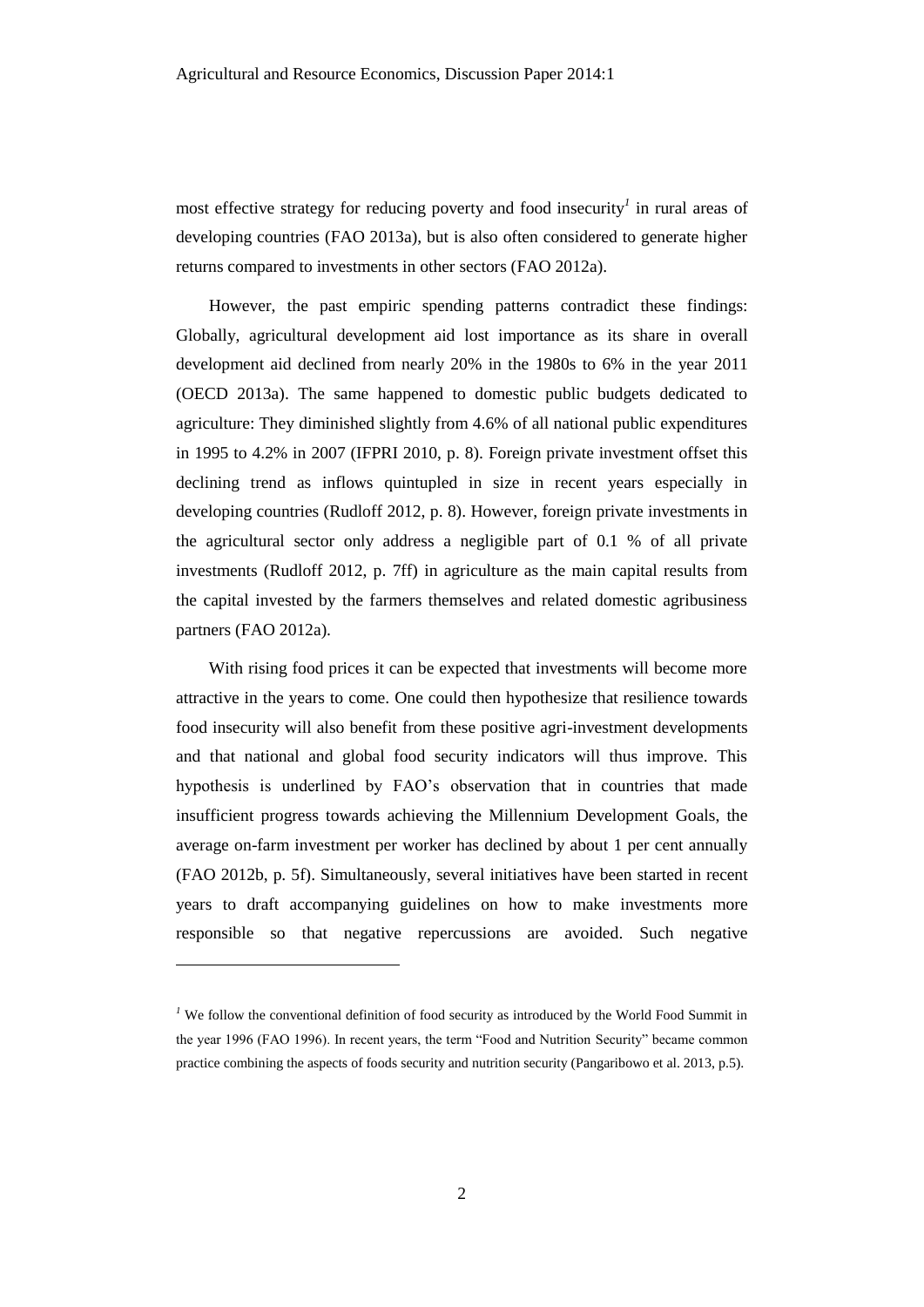most effective strategy for reducing poverty and food insecurity[1] in rural areas of developing countries (FAO 2013a), but is also often considered to generate higher returns compared to investments in other sectors (FAO 2012a).

However, the past empiric spending patterns contradict these findings: Globally, agricultural development aid lost importance as its share in overall development aid declined from nearly 20% in the 1980s to 6% in the year 2011 (OECD 2013a). The same happened to domestic public budgets dedicated to agriculture: They diminished slightly from 4.6% of all national public expenditures in 1995 to 4.2% in 2007 (IFPRI 2010, p. 8). Foreign private investment offset this declining trend as inflows quintupled in size in recent years especially in developing countries (Rudloff 2012, p. 8). However, foreign private investments in the agricultural sector only address a negligible part of 0.1 % of all private investments (Rudloff 2012, p. 7ff) in agriculture as the main capital results from the capital invested by the farmers themselves and related domestic agribusiness partners (FAO 2012a).

With rising food prices it can be expected that investments will become more attractive in the years to come. One could then hypothesize that resilience towards food insecurity will also benefit from these positive agri-investment developments and that national and global food security indicators will thus improve. This hypothesis is underlined by FAO's observation that in countries that made insufficient progress towards achieving the Millennium Development Goals, the average on-farm investment per worker has declined by about 1 per cent annually (FAO 2012b, p. 5f). Simultaneously, several initiatives have been started in recent years to draft accompanying guidelines on how to make investments more responsible so that negative repercussions are avoided. Such negative

---

[1] We follow the conventional definition of food security as introduced by the World Food Summit in the year 1996 (FAO 1996). In recent years, the term "Food and Nutrition Security" became common practice combining the aspects of foods security and nutrition security (Pangaribowo et al. 2013, p.5).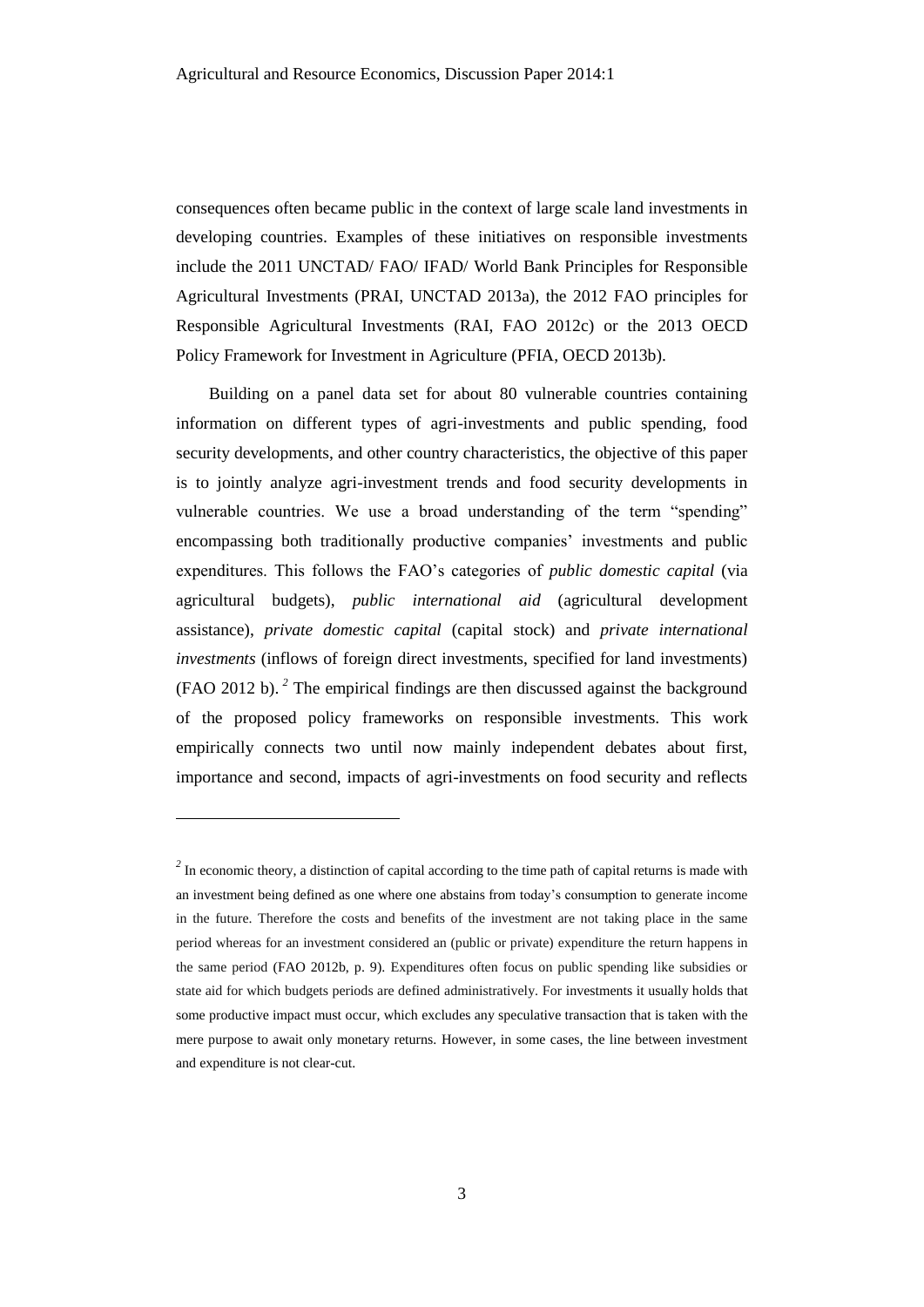consequences often became public in the context of large scale land investments in developing countries. Examples of these initiatives on responsible investments include the 2011 UNCTAD/ FAO/ IFAD/ World Bank Principles for Responsible Agricultural Investments (PRAI, UNCTAD 2013a), the 2012 FAO principles for Responsible Agricultural Investments (RAI, FAO 2012c) or the 2013 OECD Policy Framework for Investment in Agriculture (PFIA, OECD 2013b).

Building on a panel data set for about 80 vulnerable countries containing information on different types of agri-investments and public spending, food security developments, and other country characteristics, the objective of this paper is to jointly analyze agri-investment trends and food security developments in vulnerable countries. We use a broad understanding of the term "spending" encompassing both traditionally productive companies' investments and public expenditures. This follows the FAO's categories of *public domestic capital* (via agricultural budgets), *public international aid* (agricultural development assistance), *private domestic capital* (capital stock) and *private international investments* (inflows of foreign direct investments, specified for land investments) (FAO 2012 b).[2] The empirical findings are then discussed against the background of the proposed policy frameworks on responsible investments. This work empirically connects two until now mainly independent debates about first, importance and second, impacts of agri-investments on food security and reflects

[2] In economic theory, a distinction of capital according to the time path of capital returns is made with an investment being defined as one where one abstains from today's consumption to generate income in the future. Therefore the costs and benefits of the investment are not taking place in the same period whereas for an investment considered an (public or private) expenditure the return happens in the same period (FAO 2012b, p. 9). Expenditures often focus on public spending like subsidies or state aid for which budgets periods are defined administratively. For investments it usually holds that some productive impact must occur, which excludes any speculative transaction that is taken with the mere purpose to await only monetary returns. However, in some cases, the line between investment and expenditure is not clear-cut.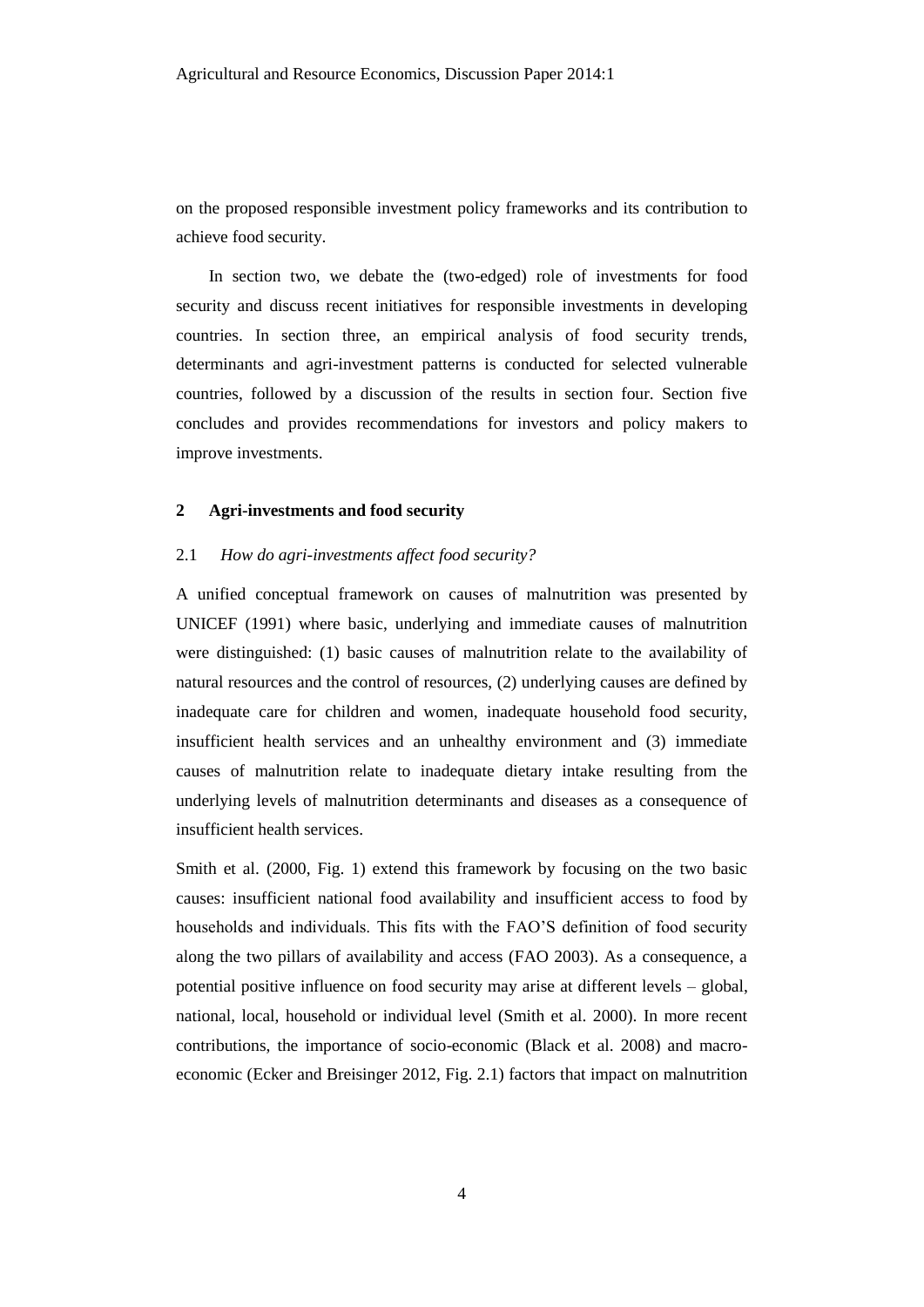on the proposed responsible investment policy frameworks and its contribution to achieve food security.

In section two, we debate the (two-edged) role of investments for food security and discuss recent initiatives for responsible investments in developing countries. In section three, an empirical analysis of food security trends, determinants and agri-investment patterns is conducted for selected vulnerable countries, followed by a discussion of the results in section four. Section five concludes and provides recommendations for investors and policy makers to improve investments.

## 2 Agri-investments and food security

### 2.1 *How do agri-investments affect food security?*

A unified conceptual framework on causes of malnutrition was presented by UNICEF (1991) where basic, underlying and immediate causes of malnutrition were distinguished: (1) basic causes of malnutrition relate to the availability of natural resources and the control of resources, (2) underlying causes are defined by inadequate care for children and women, inadequate household food security, insufficient health services and an unhealthy environment and (3) immediate causes of malnutrition relate to inadequate dietary intake resulting from the underlying levels of malnutrition determinants and diseases as a consequence of insufficient health services.

Smith et al. (2000, Fig. 1) extend this framework by focusing on the two basic causes: insufficient national food availability and insufficient access to food by households and individuals. This fits with the FAO'S definition of food security along the two pillars of availability and access (FAO 2003). As a consequence, a potential positive influence on food security may arise at different levels – global, national, local, household or individual level (Smith et al. 2000). In more recent contributions, the importance of socio-economic (Black et al. 2008) and macro-economic (Ecker and Breisinger 2012, Fig. 2.1) factors that impact on malnutrition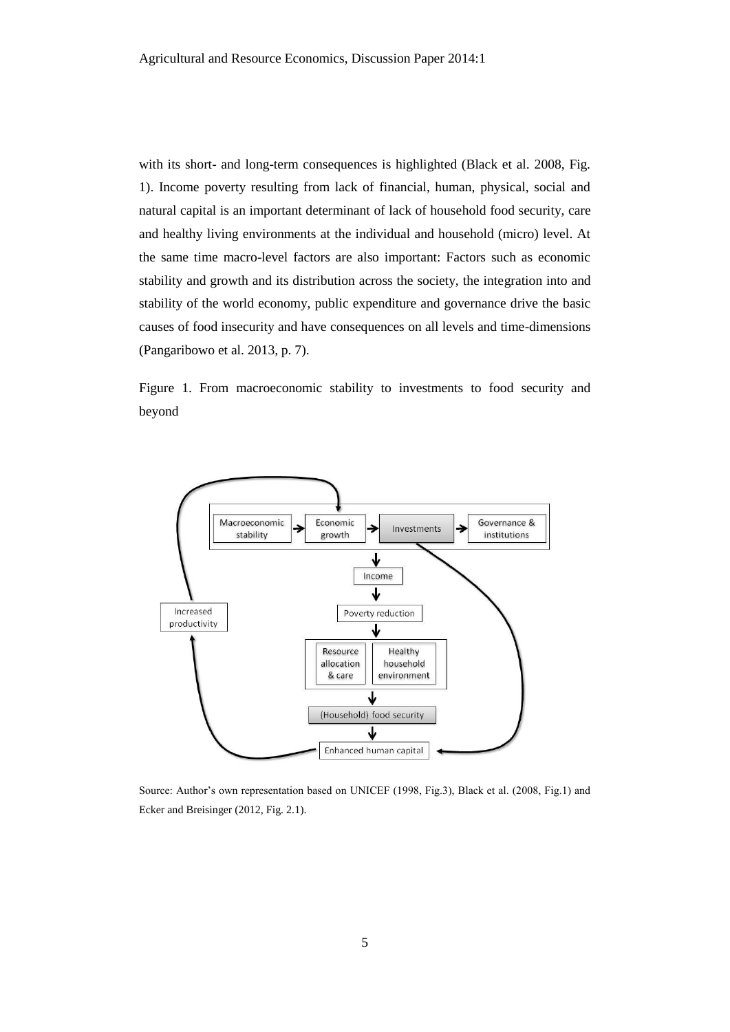with its short- and long-term consequences is highlighted (Black et al. 2008, Fig. 1). Income poverty resulting from lack of financial, human, physical, social and natural capital is an important determinant of lack of household food security, care and healthy living environments at the individual and household (micro) level. At the same time macro-level factors are also important: Factors such as economic stability and growth and its distribution across the society, the integration into and stability of the world economy, public expenditure and governance drive the basic causes of food insecurity and have consequences on all levels and time-dimensions (Pangaribowo et al. 2013, p. 7).

Figure 1. From macroeconomic stability to investments to food security and beyond

Source: Author's own representation based on UNICEF (1998, Fig.3), Black et al. (2008, Fig.1) and Ecker and Breisinger (2012, Fig. 2.1).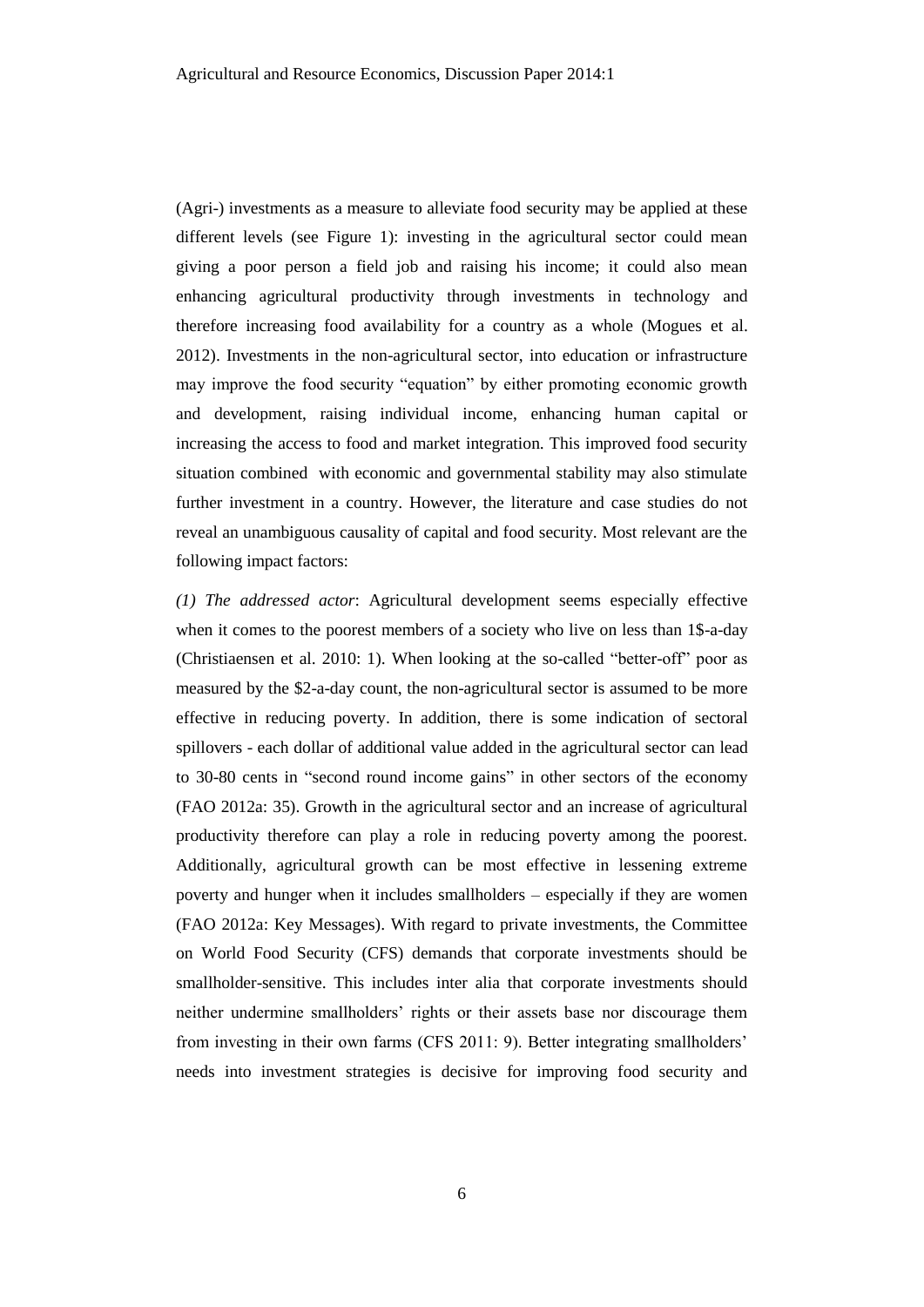(Agri-) investments as a measure to alleviate food security may be applied at these different levels (see Figure 1): investing in the agricultural sector could mean giving a poor person a field job and raising his income; it could also mean enhancing agricultural productivity through investments in technology and therefore increasing food availability for a country as a whole (Mogues et al. 2012). Investments in the non-agricultural sector, into education or infrastructure may improve the food security "equation" by either promoting economic growth and development, raising individual income, enhancing human capital or increasing the access to food and market integration. This improved food security situation combined with economic and governmental stability may also stimulate further investment in a country. However, the literature and case studies do not reveal an unambiguous causality of capital and food security. Most relevant are the following impact factors:

*(1) The addressed actor*: Agricultural development seems especially effective when it comes to the poorest members of a society who live on less than 1$-a-day (Christiaensen et al. 2010: 1). When looking at the so-called "better-off" poor as measured by the $2-a-day count, the non-agricultural sector is assumed to be more effective in reducing poverty. In addition, there is some indication of sectoral spillovers - each dollar of additional value added in the agricultural sector can lead to 30-80 cents in "second round income gains" in other sectors of the economy (FAO 2012a: 35). Growth in the agricultural sector and an increase of agricultural productivity therefore can play a role in reducing poverty among the poorest. Additionally, agricultural growth can be most effective in lessening extreme poverty and hunger when it includes smallholders – especially if they are women (FAO 2012a: Key Messages). With regard to private investments, the Committee on World Food Security (CFS) demands that corporate investments should be smallholder-sensitive. This includes inter alia that corporate investments should neither undermine smallholders' rights or their assets base nor discourage them from investing in their own farms (CFS 2011: 9). Better integrating smallholders' needs into investment strategies is decisive for improving food security and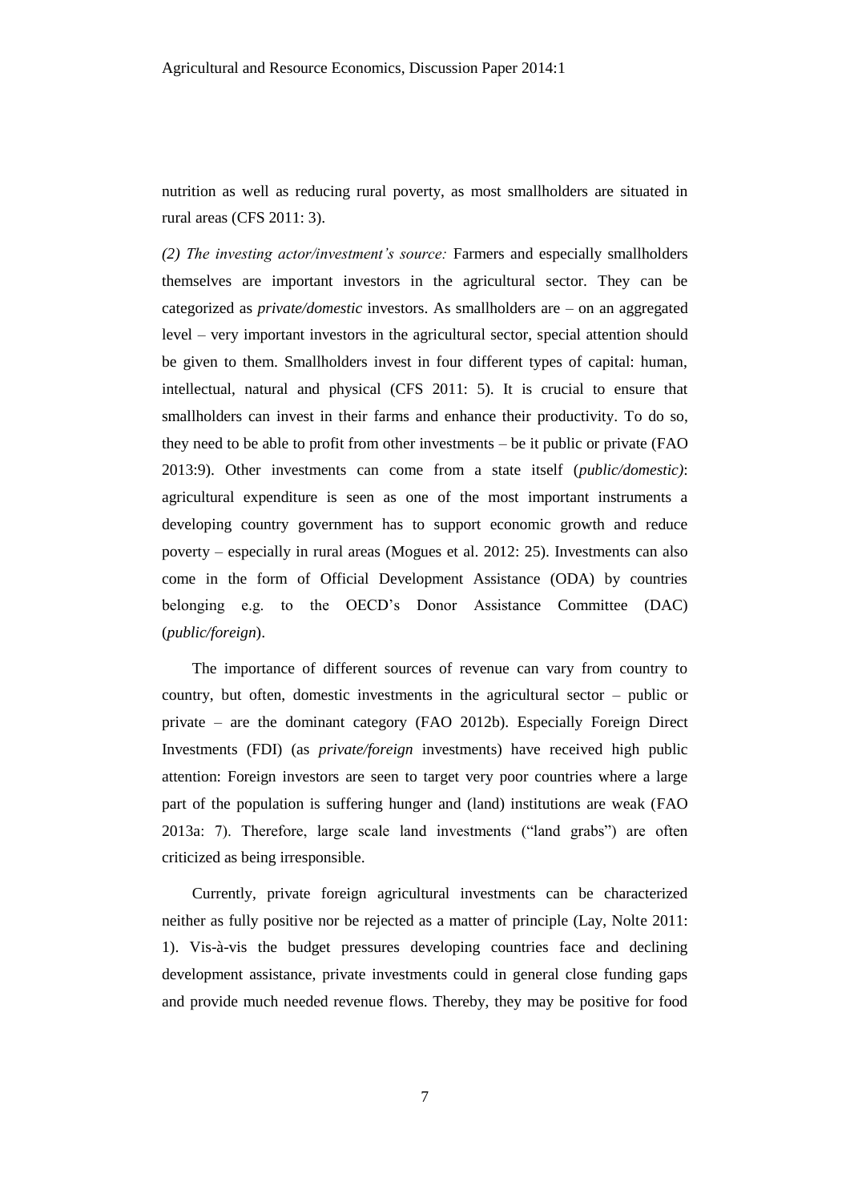nutrition as well as reducing rural poverty, as most smallholders are situated in rural areas (CFS 2011: 3).

*(2) The investing actor/investment's source:* Farmers and especially smallholders themselves are important investors in the agricultural sector. They can be categorized as *private/domestic* investors. As smallholders are – on an aggregated level – very important investors in the agricultural sector, special attention should be given to them. Smallholders invest in four different types of capital: human, intellectual, natural and physical (CFS 2011: 5). It is crucial to ensure that smallholders can invest in their farms and enhance their productivity. To do so, they need to be able to profit from other investments – be it public or private (FAO 2013:9). Other investments can come from a state itself (*public/domestic)*: agricultural expenditure is seen as one of the most important instruments a developing country government has to support economic growth and reduce poverty – especially in rural areas (Mogues et al. 2012: 25). Investments can also come in the form of Official Development Assistance (ODA) by countries belonging e.g. to the OECD's Donor Assistance Committee (DAC) (*public/foreign*).

The importance of different sources of revenue can vary from country to country, but often, domestic investments in the agricultural sector – public or private – are the dominant category (FAO 2012b). Especially Foreign Direct Investments (FDI) (as *private/foreign* investments) have received high public attention: Foreign investors are seen to target very poor countries where a large part of the population is suffering hunger and (land) institutions are weak (FAO 2013a: 7). Therefore, large scale land investments ("land grabs") are often criticized as being irresponsible.

Currently, private foreign agricultural investments can be characterized neither as fully positive nor be rejected as a matter of principle (Lay, Nolte 2011: 1). Vis-à-vis the budget pressures developing countries face and declining development assistance, private investments could in general close funding gaps and provide much needed revenue flows. Thereby, they may be positive for food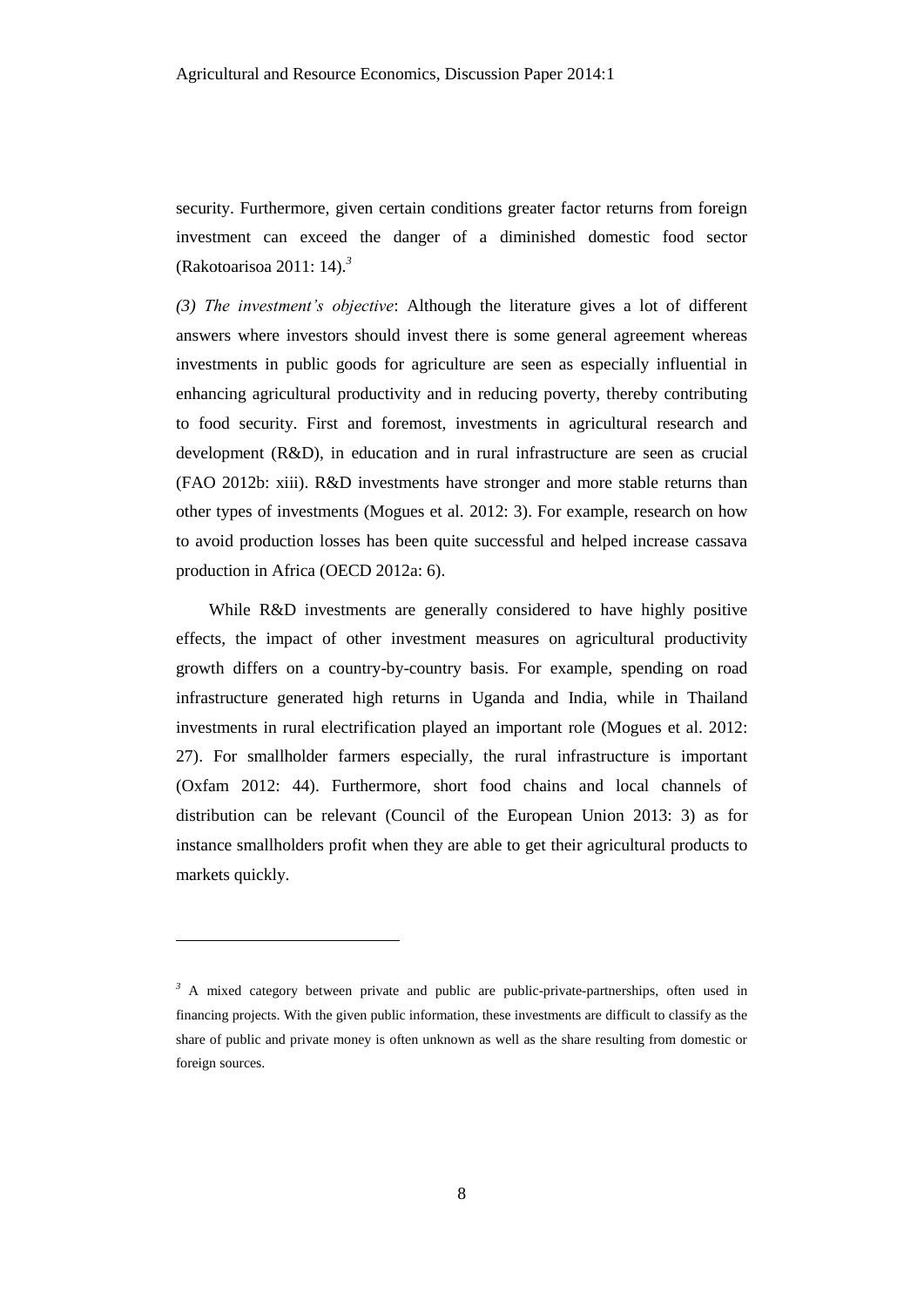security. Furthermore, given certain conditions greater factor returns from foreign investment can exceed the danger of a diminished domestic food sector (Rakotoarisoa 2011: 14).[3]

*(3) The investment's objective*: Although the literature gives a lot of different answers where investors should invest there is some general agreement whereas investments in public goods for agriculture are seen as especially influential in enhancing agricultural productivity and in reducing poverty, thereby contributing to food security. First and foremost, investments in agricultural research and development (R&D), in education and in rural infrastructure are seen as crucial (FAO 2012b: xiii). R&D investments have stronger and more stable returns than other types of investments (Mogues et al. 2012: 3). For example, research on how to avoid production losses has been quite successful and helped increase cassava production in Africa (OECD 2012a: 6).

While R&D investments are generally considered to have highly positive effects, the impact of other investment measures on agricultural productivity growth differs on a country-by-country basis. For example, spending on road infrastructure generated high returns in Uganda and India, while in Thailand investments in rural electrification played an important role (Mogues et al. 2012: 27). For smallholder farmers especially, the rural infrastructure is important (Oxfam 2012: 44). Furthermore, short food chains and local channels of distribution can be relevant (Council of the European Union 2013: 3) as for instance smallholders profit when they are able to get their agricultural products to markets quickly.

---

[3] A mixed category between private and public are public-private-partnerships, often used in financing projects. With the given public information, these investments are difficult to classify as the share of public and private money is often unknown as well as the share resulting from domestic or foreign sources.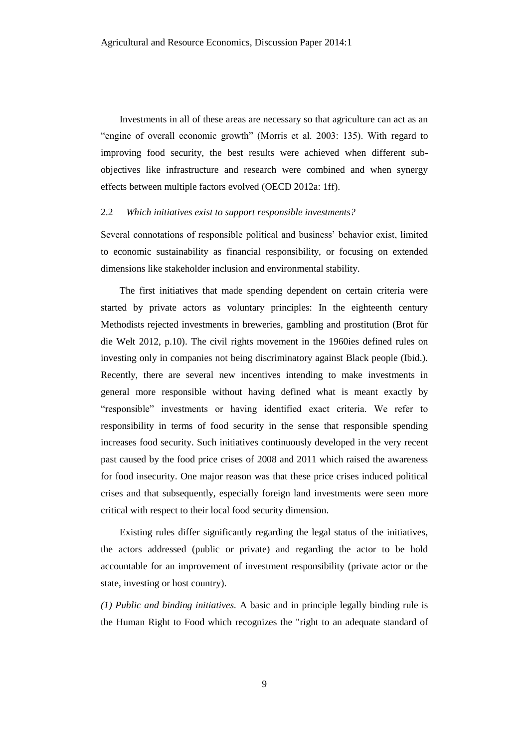Investments in all of these areas are necessary so that agriculture can act as an "engine of overall economic growth" (Morris et al. 2003: 135). With regard to improving food security, the best results were achieved when different sub-objectives like infrastructure and research were combined and when synergy effects between multiple factors evolved (OECD 2012a: 1ff).

## 2.2 *Which initiatives exist to support responsible investments?*

Several connotations of responsible political and business' behavior exist, limited to economic sustainability as financial responsibility, or focusing on extended dimensions like stakeholder inclusion and environmental stability.

The first initiatives that made spending dependent on certain criteria were started by private actors as voluntary principles: In the eighteenth century Methodists rejected investments in breweries, gambling and prostitution (Brot für die Welt 2012, p.10). The civil rights movement in the 1960ies defined rules on investing only in companies not being discriminatory against Black people (Ibid.). Recently, there are several new incentives intending to make investments in general more responsible without having defined what is meant exactly by "responsible" investments or having identified exact criteria. We refer to responsibility in terms of food security in the sense that responsible spending increases food security. Such initiatives continuously developed in the very recent past caused by the food price crises of 2008 and 2011 which raised the awareness for food insecurity. One major reason was that these price crises induced political crises and that subsequently, especially foreign land investments were seen more critical with respect to their local food security dimension.

Existing rules differ significantly regarding the legal status of the initiatives, the actors addressed (public or private) and regarding the actor to be hold accountable for an improvement of investment responsibility (private actor or the state, investing or host country).

*(1) Public and binding initiatives.* A basic and in principle legally binding rule is the Human Right to Food which recognizes the "right to an adequate standard of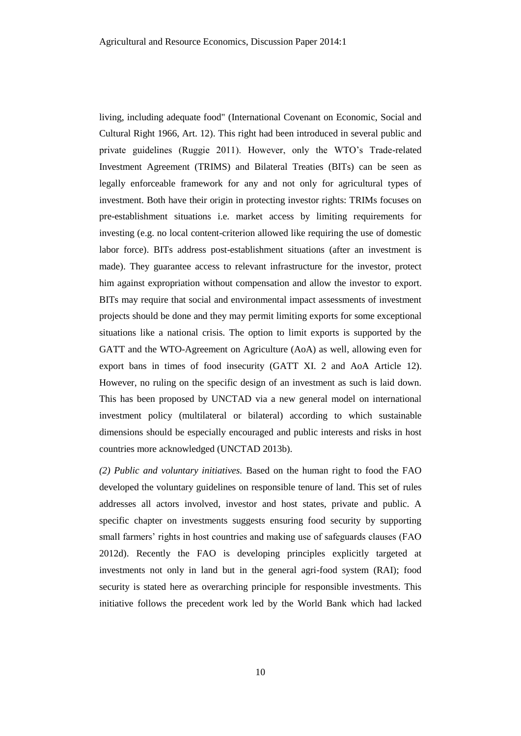living, including adequate food" (International Covenant on Economic, Social and Cultural Right 1966, Art. 12). This right had been introduced in several public and private guidelines (Ruggie 2011). However, only the WTO's Trade-related Investment Agreement (TRIMS) and Bilateral Treaties (BITs) can be seen as legally enforceable framework for any and not only for agricultural types of investment. Both have their origin in protecting investor rights: TRIMs focuses on pre-establishment situations i.e. market access by limiting requirements for investing (e.g. no local content-criterion allowed like requiring the use of domestic labor force). BITs address post-establishment situations (after an investment is made). They guarantee access to relevant infrastructure for the investor, protect him against expropriation without compensation and allow the investor to export. BITs may require that social and environmental impact assessments of investment projects should be done and they may permit limiting exports for some exceptional situations like a national crisis. The option to limit exports is supported by the GATT and the WTO-Agreement on Agriculture (AoA) as well, allowing even for export bans in times of food insecurity (GATT XI. 2 and AoA Article 12). However, no ruling on the specific design of an investment as such is laid down. This has been proposed by UNCTAD via a new general model on international investment policy (multilateral or bilateral) according to which sustainable dimensions should be especially encouraged and public interests and risks in host countries more acknowledged (UNCTAD 2013b).

*(2) Public and voluntary initiatives.* Based on the human right to food the FAO developed the voluntary guidelines on responsible tenure of land. This set of rules addresses all actors involved, investor and host states, private and public. A specific chapter on investments suggests ensuring food security by supporting small farmers' rights in host countries and making use of safeguards clauses (FAO 2012d). Recently the FAO is developing principles explicitly targeted at investments not only in land but in the general agri-food system (RAI); food security is stated here as overarching principle for responsible investments. This initiative follows the precedent work led by the World Bank which had lacked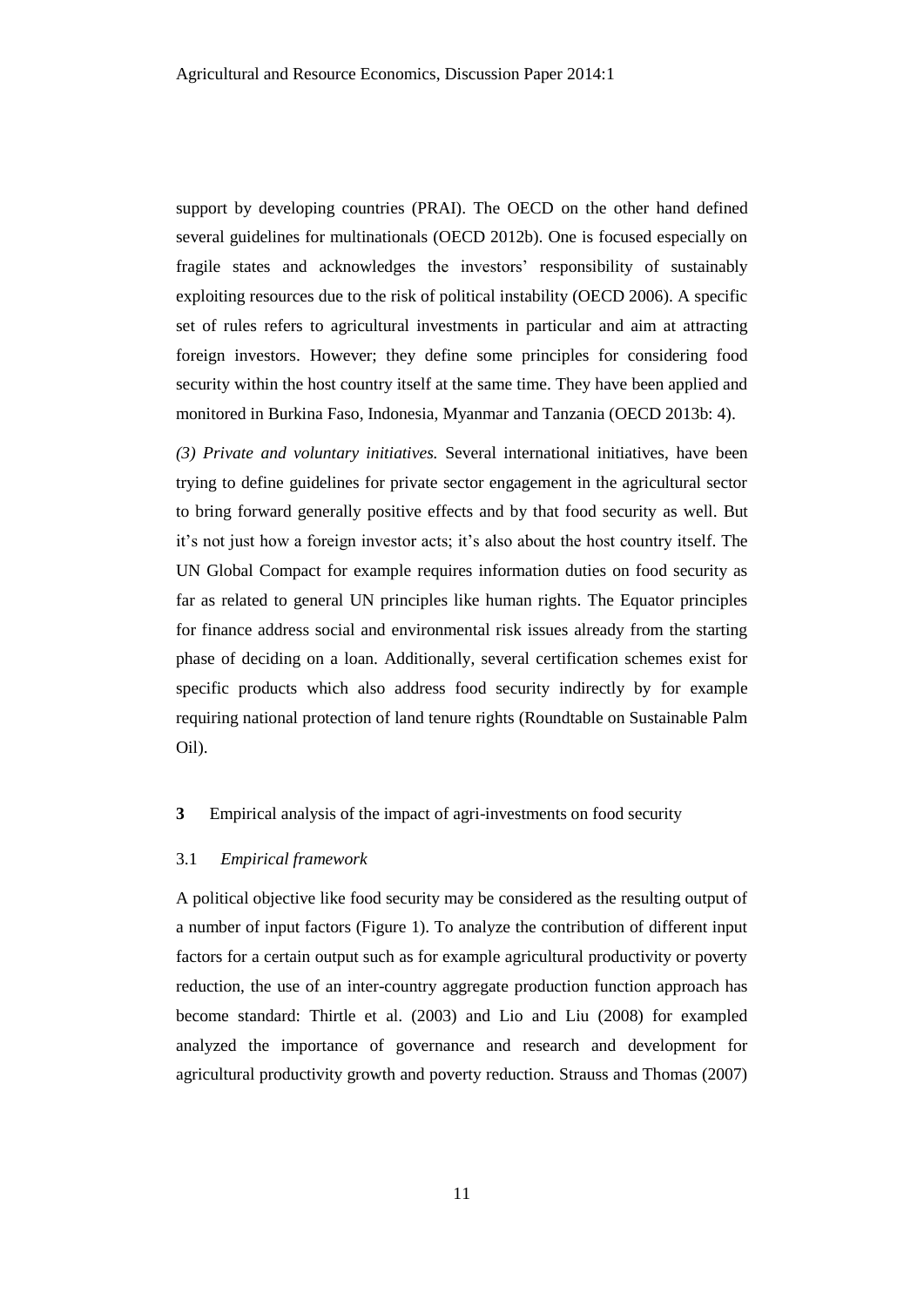support by developing countries (PRAI). The OECD on the other hand defined several guidelines for multinationals (OECD 2012b). One is focused especially on fragile states and acknowledges the investors' responsibility of sustainably exploiting resources due to the risk of political instability (OECD 2006). A specific set of rules refers to agricultural investments in particular and aim at attracting foreign investors. However; they define some principles for considering food security within the host country itself at the same time. They have been applied and monitored in Burkina Faso, Indonesia, Myanmar and Tanzania (OECD 2013b: 4).

*(3) Private and voluntary initiatives.* Several international initiatives, have been trying to define guidelines for private sector engagement in the agricultural sector to bring forward generally positive effects and by that food security as well. But it's not just how a foreign investor acts; it's also about the host country itself. The UN Global Compact for example requires information duties on food security as far as related to general UN principles like human rights. The Equator principles for finance address social and environmental risk issues already from the starting phase of deciding on a loan. Additionally, several certification schemes exist for specific products which also address food security indirectly by for example requiring national protection of land tenure rights (Roundtable on Sustainable Palm Oil).

## **3** Empirical analysis of the impact of agri-investments on food security

### 3.1 *Empirical framework*

A political objective like food security may be considered as the resulting output of a number of input factors (Figure 1). To analyze the contribution of different input factors for a certain output such as for example agricultural productivity or poverty reduction, the use of an inter-country aggregate production function approach has become standard: Thirtle et al. (2003) and Lio and Liu (2008) for exampled analyzed the importance of governance and research and development for agricultural productivity growth and poverty reduction. Strauss and Thomas (2007)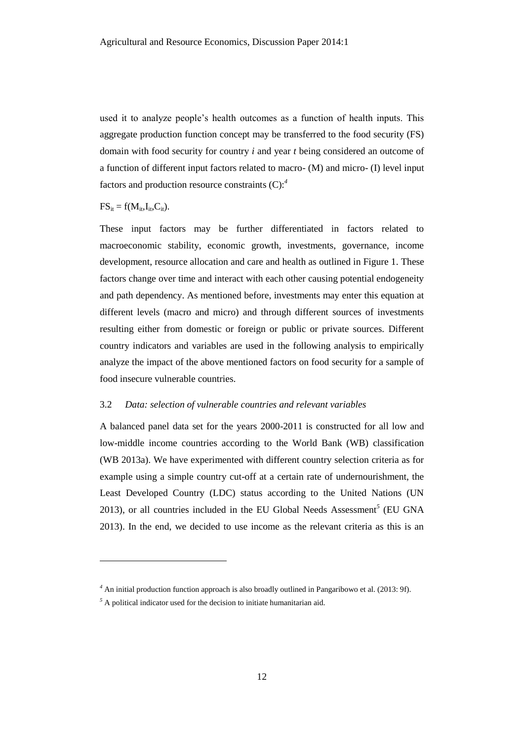used it to analyze people's health outcomes as a function of health inputs. This aggregate production function concept may be transferred to the food security (FS) domain with food security for country *i* and year *t* being considered an outcome of a function of different input factors related to macro- (M) and micro- (I) level input factors and production resource constraints (C):[4]

$$FS_{it} = f(M_{it}, I_{it}, C_{it}).$$

These input factors may be further differentiated in factors related to macroeconomic stability, economic growth, investments, governance, income development, resource allocation and care and health as outlined in Figure 1. These factors change over time and interact with each other causing potential endogeneity and path dependency. As mentioned before, investments may enter this equation at different levels (macro and micro) and through different sources of investments resulting either from domestic or foreign or public or private sources. Different country indicators and variables are used in the following analysis to empirically analyze the impact of the above mentioned factors on food security for a sample of food insecure vulnerable countries.

### 3.2 *Data: selection of vulnerable countries and relevant variables*

A balanced panel data set for the years 2000-2011 is constructed for all low and low-middle income countries according to the World Bank (WB) classification (WB 2013a). We have experimented with different country selection criteria as for example using a simple country cut-off at a certain rate of undernourishment, the Least Developed Country (LDC) status according to the United Nations (UN 2013), or all countries included in the EU Global Needs Assessment[5] (EU GNA 2013). In the end, we decided to use income as the relevant criteria as this is an

---

[4] An initial production function approach is also broadly outlined in Pangaribowo et al. (2013: 9f).

[5] A political indicator used for the decision to initiate humanitarian aid.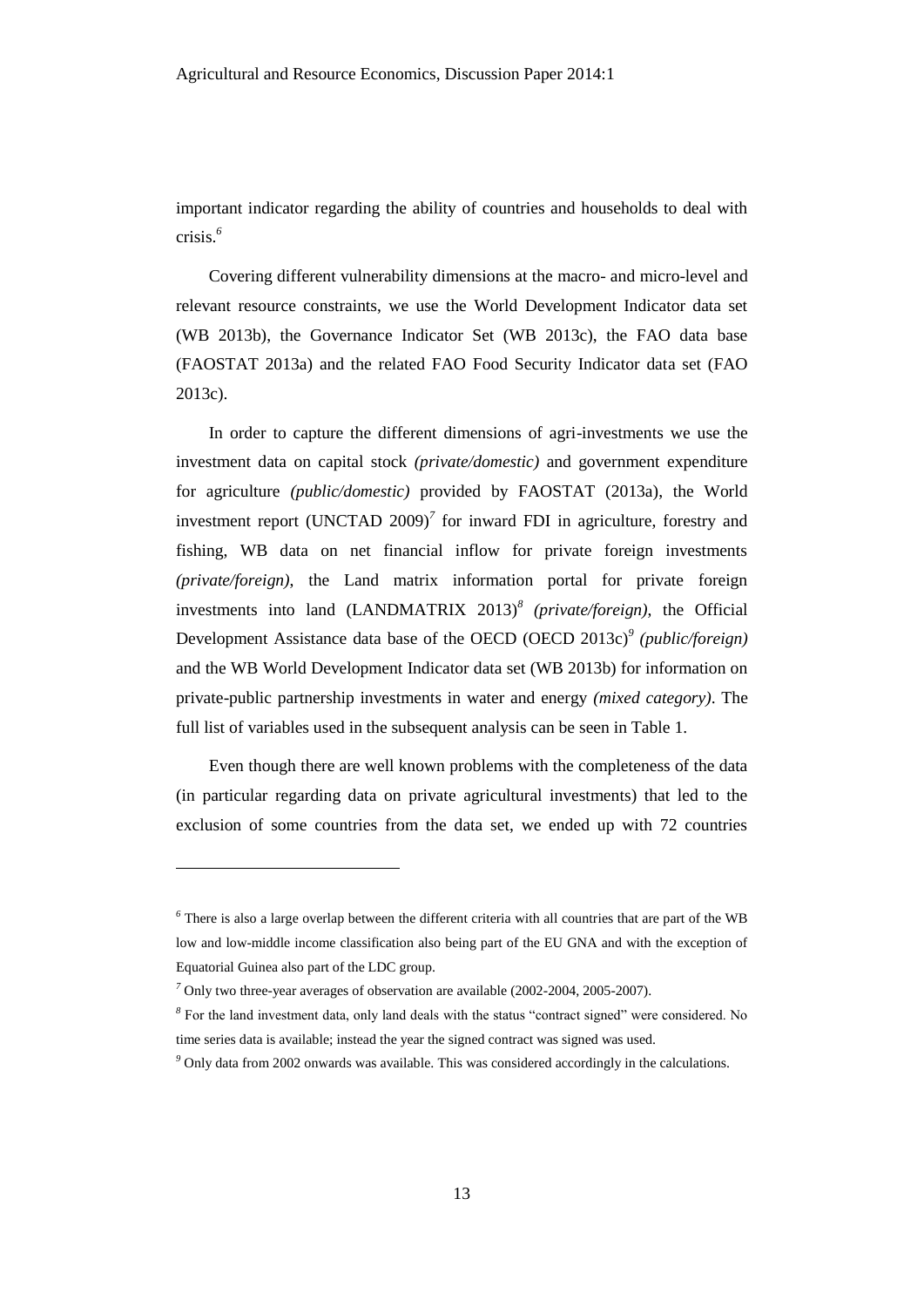important indicator regarding the ability of countries and households to deal with crisis.[6]

Covering different vulnerability dimensions at the macro- and micro-level and relevant resource constraints, we use the World Development Indicator data set (WB 2013b), the Governance Indicator Set (WB 2013c), the FAO data base (FAOSTAT 2013a) and the related FAO Food Security Indicator data set (FAO 2013c).

In order to capture the different dimensions of agri-investments we use the investment data on capital stock *(private/domestic)* and government expenditure for agriculture *(public/domestic)* provided by FAOSTAT (2013a), the World investment report (UNCTAD 2009)[7] for inward FDI in agriculture, forestry and fishing, WB data on net financial inflow for private foreign investments *(private/foreign)*, the Land matrix information portal for private foreign investments into land (LANDMATRIX 2013)[8] *(private/foreign)*, the Official Development Assistance data base of the OECD (OECD 2013c)[9] *(public/foreign)* and the WB World Development Indicator data set (WB 2013b) for information on private-public partnership investments in water and energy *(mixed category)*. The full list of variables used in the subsequent analysis can be seen in Table 1.

Even though there are well known problems with the completeness of the data (in particular regarding data on private agricultural investments) that led to the exclusion of some countries from the data set, we ended up with 72 countries

---

[6] There is also a large overlap between the different criteria with all countries that are part of the WB low and low-middle income classification also being part of the EU GNA and with the exception of Equatorial Guinea also part of the LDC group.

[7] Only two three-year averages of observation are available (2002-2004, 2005-2007).

[8] For the land investment data, only land deals with the status "contract signed" were considered. No time series data is available; instead the year the signed contract was signed was used.

[9] Only data from 2002 onwards was available. This was considered accordingly in the calculations.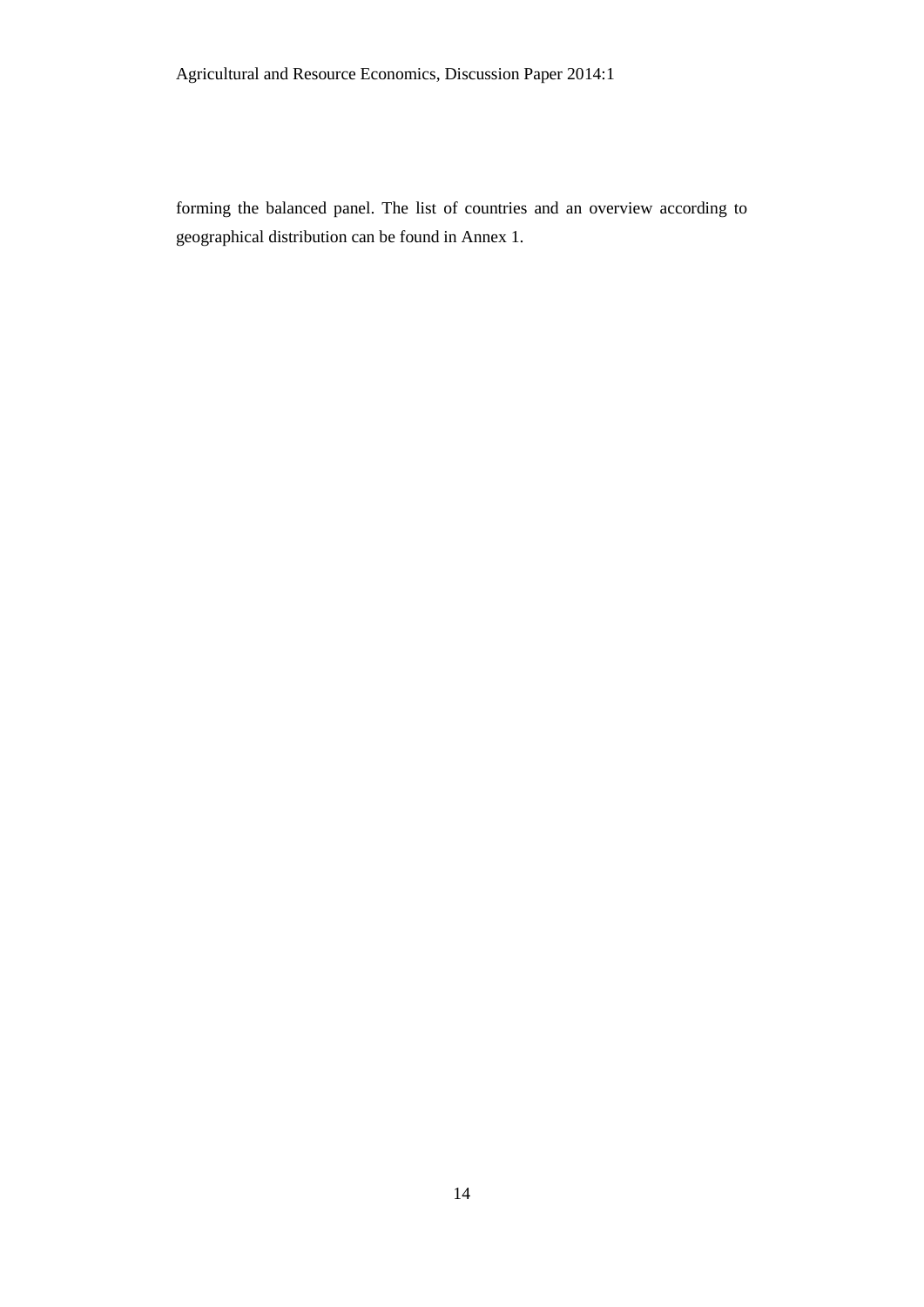forming the balanced panel. The list of countries and an overview according to geographical distribution can be found in Annex 1.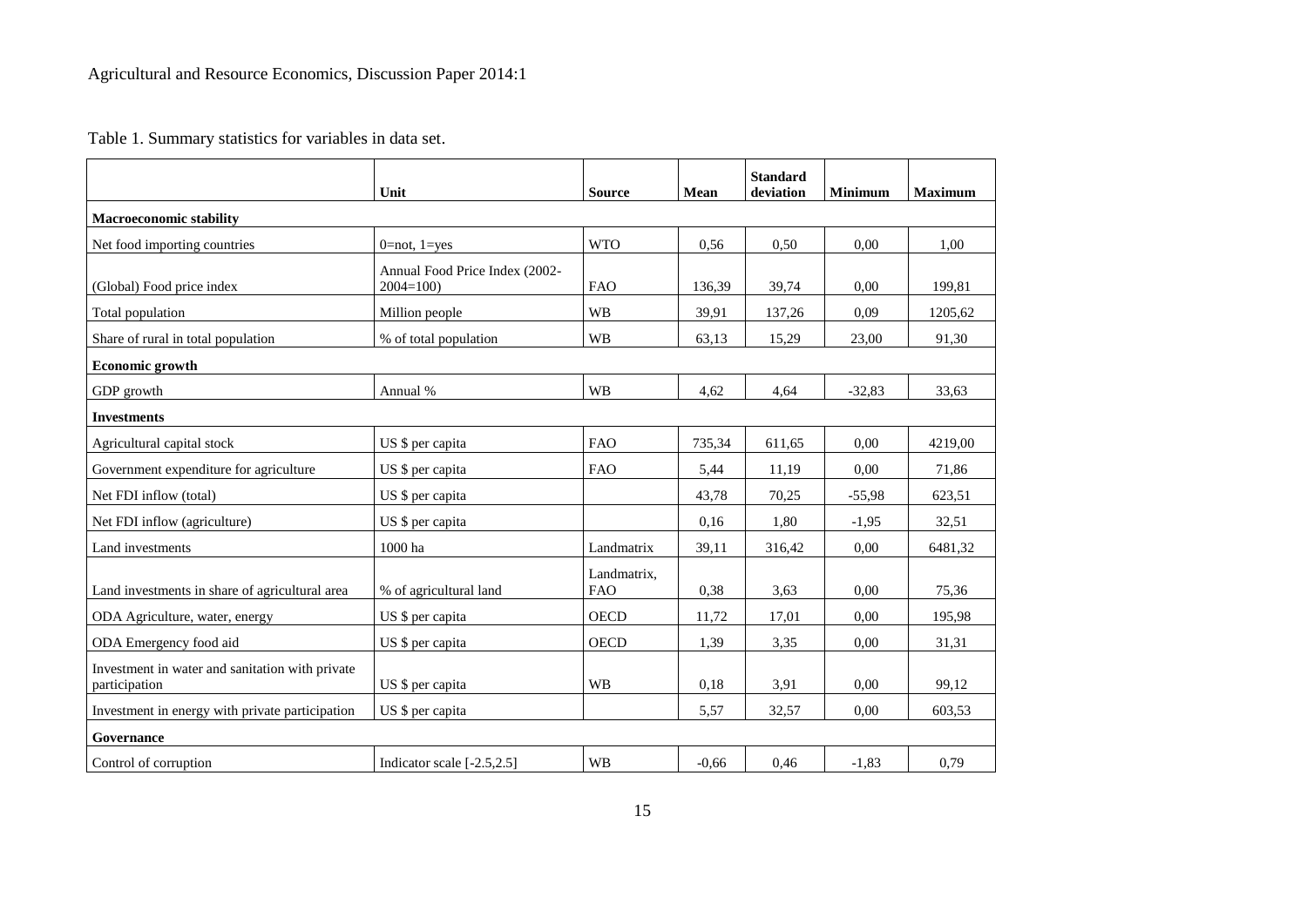Table 1. Summary statistics for variables in data set.

| | Unit | Source | Mean | Standard deviation | Minimum | Maximum |
|---|---|---|---|---|---|---|
| **Macroeconomic stability** | | | | | | |
| Net food importing countries | 0=not, 1=yes | WTO | 0,56 | 0,50 | 0,00 | 1,00 |
| (Global) Food price index | Annual Food Price Index (2002-2004=100) | FAO | 136,39 | 39,74 | 0,00 | 199,81 |
| Total population | Million people | WB | 39,91 | 137,26 | 0,09 | 1205,62 |
| Share of rural in total population | % of total population | WB | 63,13 | 15,29 | 23,00 | 91,30 |
| **Economic growth** | | | | | | |
| GDP growth | Annual % | WB | 4,62 | 4,64 | -32,83 | 33,63 |
| **Investments** | | | | | | |
| Agricultural capital stock | US $ per capita | FAO | 735,34 | 611,65 | 0,00 | 4219,00 |
| Government expenditure for agriculture | US $ per capita | FAO | 5,44 | 11,19 | 0,00 | 71,86 |
| Net FDI inflow (total) | US $ per capita | | 43,78 | 70,25 | -55,98 | 623,51 |
| Net FDI inflow (agriculture) | US $ per capita | | 0,16 | 1,80 | -1,95 | 32,51 |
| Land investments | 1000 ha | Landmatrix | 39,11 | 316,42 | 0,00 | 6481,32 |
| Land investments in share of agricultural area | % of agricultural land | Landmatrix, FAO | 0,38 | 3,63 | 0,00 | 75,36 |
| ODA Agriculture, water, energy | US $ per capita | OECD | 11,72 | 17,01 | 0,00 | 195,98 |
| ODA Emergency food aid | US $ per capita | OECD | 1,39 | 3,35 | 0,00 | 31,31 |
| Investment in water and sanitation with private participation | US $ per capita | WB | 0,18 | 3,91 | 0,00 | 99,12 |
| Investment in energy with private participation | US $ per capita | | 5,57 | 32,57 | 0,00 | 603,53 |
| **Governance** | | | | | | |
| Control of corruption | Indicator scale [-2.5,2.5] | WB | -0,66 | 0,46 | -1,83 | 0,79 |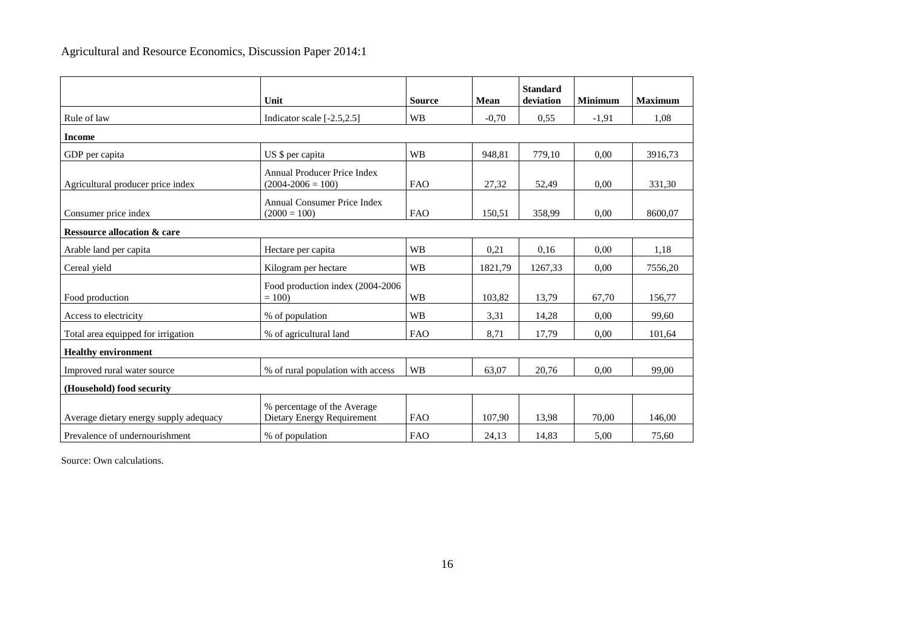| | Unit | Source | Mean | Standard deviation | Minimum | Maximum |
|---|---|---|---|---|---|---|
| Rule of law | Indicator scale [-2.5,2.5] | WB | -0,70 | 0,55 | -1,91 | 1,08 |
| **Income** | | | | | | |
| GDP per capita | US $ per capita | WB | 948,81 | 779,10 | 0,00 | 3916,73 |
| Agricultural producer price index | Annual Producer Price Index (2004-2006 = 100) | FAO | 27,32 | 52,49 | 0,00 | 331,30 |
| Consumer price index | Annual Consumer Price Index (2000 = 100) | FAO | 150,51 | 358,99 | 0,00 | 8600,07 |
| **Ressource allocation & care** | | | | | | |
| Arable land per capita | Hectare per capita | WB | 0,21 | 0,16 | 0,00 | 1,18 |
| Cereal yield | Kilogram per hectare | WB | 1821,79 | 1267,33 | 0,00 | 7556,20 |
| Food production | Food production index (2004-2006 = 100) | WB | 103,82 | 13,79 | 67,70 | 156,77 |
| Access to electricity | % of population | WB | 3,31 | 14,28 | 0,00 | 99,60 |
| Total area equipped for irrigation | % of agricultural land | FAO | 8,71 | 17,79 | 0,00 | 101,64 |
| **Healthy environment** | | | | | | |
| Improved rural water source | % of rural population with access | WB | 63,07 | 20,76 | 0,00 | 99,00 |
| **(Household) food security** | | | | | | |
| Average dietary energy supply adequacy | % percentage of the Average Dietary Energy Requirement | FAO | 107,90 | 13,98 | 70,00 | 146,00 |
| Prevalence of undernourishment | % of population | FAO | 24,13 | 14,83 | 5,00 | 75,60 |

Source: Own calculations.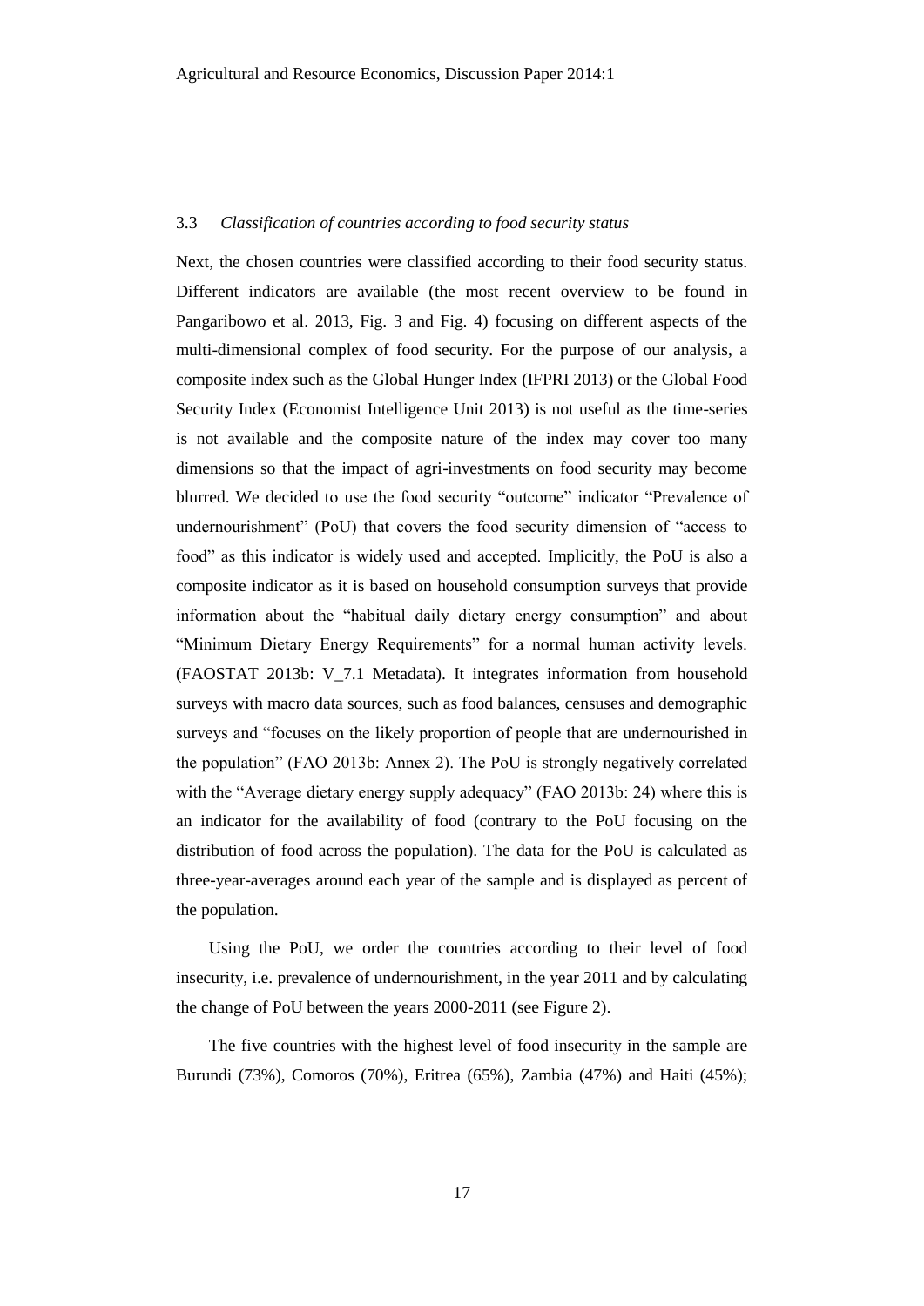### 3.3 *Classification of countries according to food security status*

Next, the chosen countries were classified according to their food security status. Different indicators are available (the most recent overview to be found in Pangaribowo et al. 2013, Fig. 3 and Fig. 4) focusing on different aspects of the multi-dimensional complex of food security. For the purpose of our analysis, a composite index such as the Global Hunger Index (IFPRI 2013) or the Global Food Security Index (Economist Intelligence Unit 2013) is not useful as the time-series is not available and the composite nature of the index may cover too many dimensions so that the impact of agri-investments on food security may become blurred. We decided to use the food security "outcome" indicator "Prevalence of undernourishment" (PoU) that covers the food security dimension of "access to food" as this indicator is widely used and accepted. Implicitly, the PoU is also a composite indicator as it is based on household consumption surveys that provide information about the "habitual daily dietary energy consumption" and about "Minimum Dietary Energy Requirements" for a normal human activity levels. (FAOSTAT 2013b: V_7.1 Metadata). It integrates information from household surveys with macro data sources, such as food balances, censuses and demographic surveys and "focuses on the likely proportion of people that are undernourished in the population" (FAO 2013b: Annex 2). The PoU is strongly negatively correlated with the "Average dietary energy supply adequacy" (FAO 2013b: 24) where this is an indicator for the availability of food (contrary to the PoU focusing on the distribution of food across the population). The data for the PoU is calculated as three-year-averages around each year of the sample and is displayed as percent of the population.

Using the PoU, we order the countries according to their level of food insecurity, i.e. prevalence of undernourishment, in the year 2011 and by calculating the change of PoU between the years 2000-2011 (see Figure 2).

The five countries with the highest level of food insecurity in the sample are Burundi (73%), Comoros (70%), Eritrea (65%), Zambia (47%) and Haiti (45%);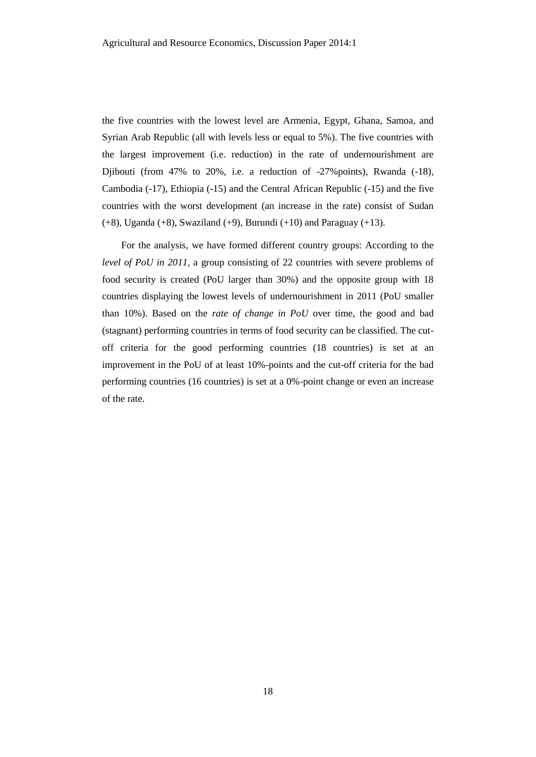the five countries with the lowest level are Armenia, Egypt, Ghana, Samoa, and Syrian Arab Republic (all with levels less or equal to 5%). The five countries with the largest improvement (i.e. reduction) in the rate of undernourishment are Djibouti (from 47% to 20%, i.e. a reduction of -27%points), Rwanda (-18), Cambodia (-17), Ethiopia (-15) and the Central African Republic (-15) and the five countries with the worst development (an increase in the rate) consist of Sudan (+8), Uganda (+8), Swaziland (+9), Burundi (+10) and Paraguay (+13).

For the analysis, we have formed different country groups: According to the *level of PoU in 2011*, a group consisting of 22 countries with severe problems of food security is created (PoU larger than 30%) and the opposite group with 18 countries displaying the lowest levels of undernourishment in 2011 (PoU smaller than 10%). Based on the *rate of change in PoU* over time, the good and bad (stagnant) performing countries in terms of food security can be classified. The cut-off criteria for the good performing countries (18 countries) is set at an improvement in the PoU of at least 10%-points and the cut-off criteria for the bad performing countries (16 countries) is set at a 0%-point change or even an increase of the rate.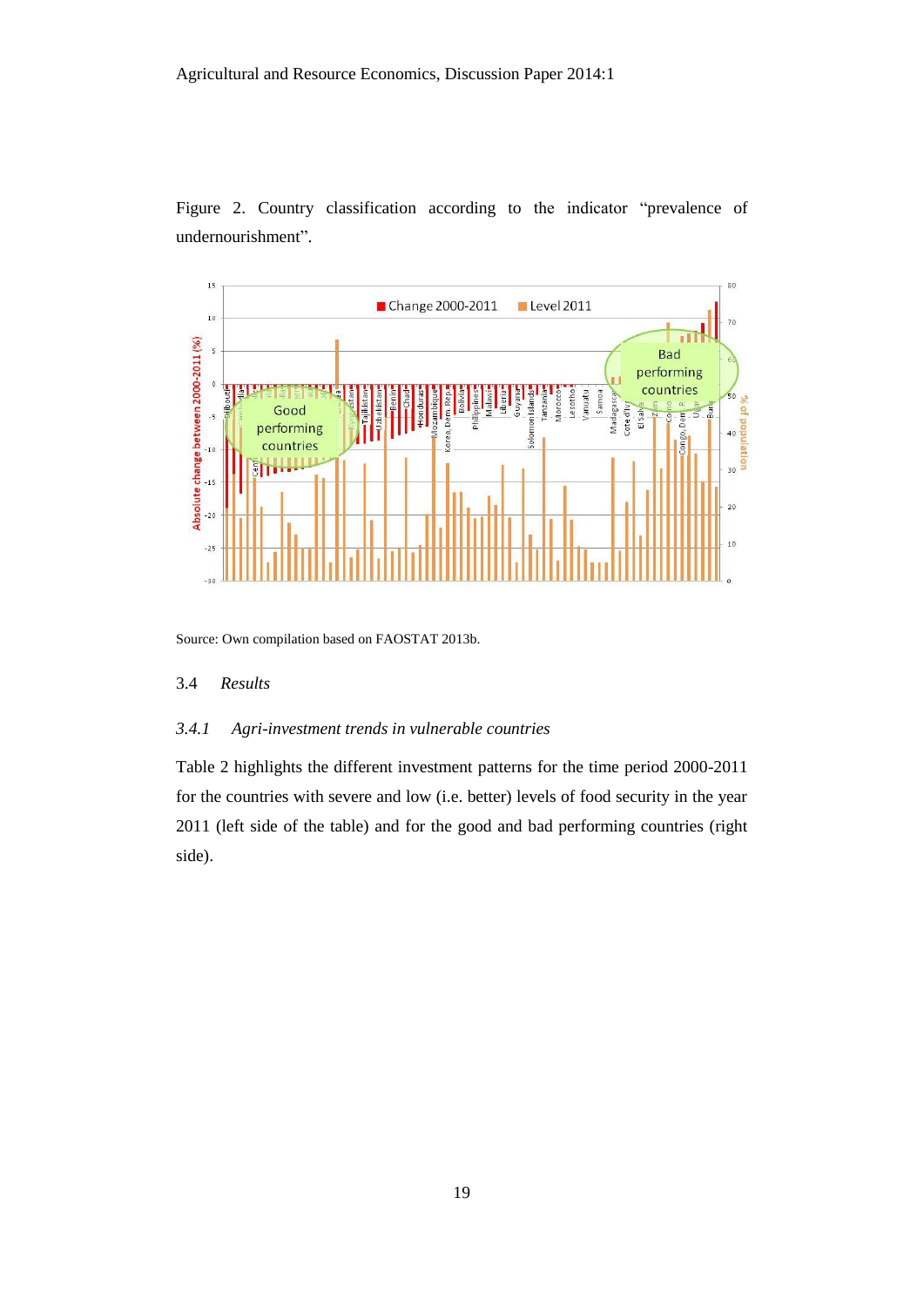Figure 2. Country classification according to the indicator “prevalence of undernourishment”.

Source: Own compilation based on FAOSTAT 2013b.

## 3.4 *Results*

### *3.4.1 Agri-investment trends in vulnerable countries*

Table 2 highlights the different investment patterns for the time period 2000-2011 for the countries with severe and low (i.e. better) levels of food security in the year 2011 (left side of the table) and for the good and bad performing countries (right side).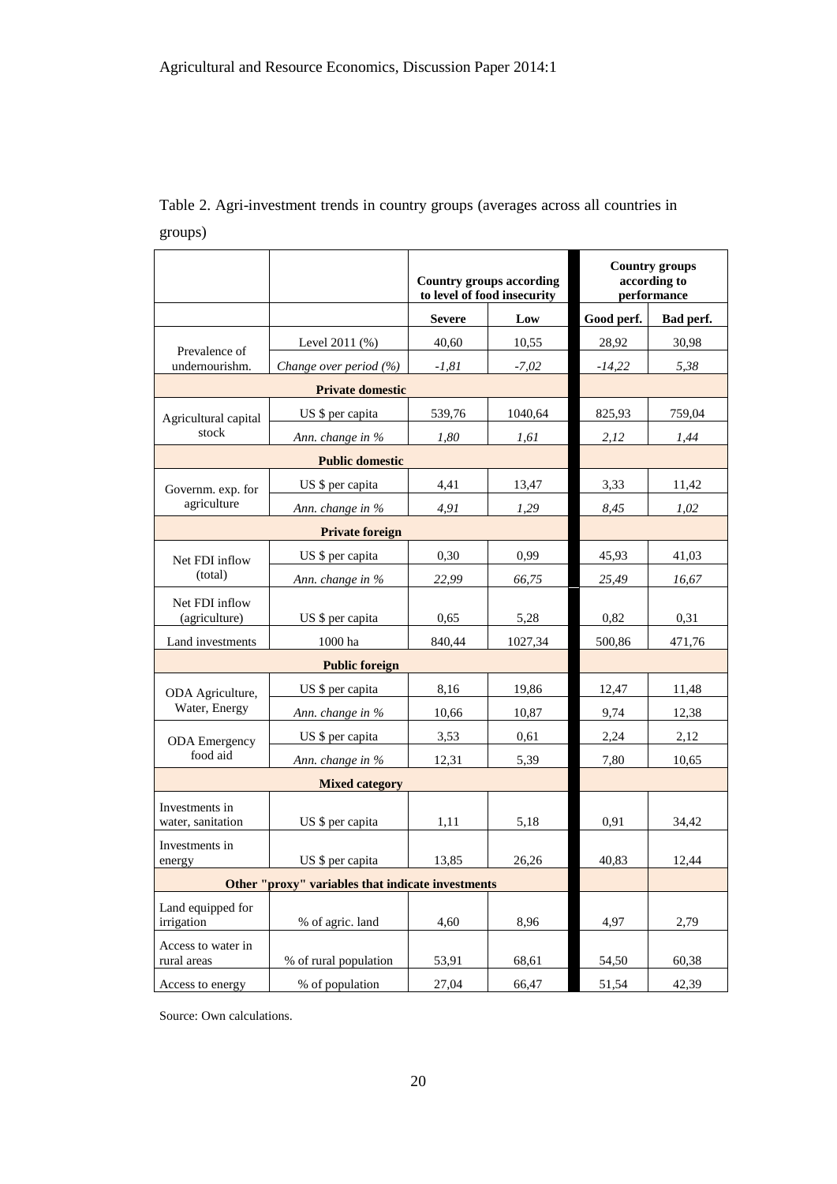Table 2. Agri-investment trends in country groups (averages across all countries in groups)

| | | Country groups according to level of food insecurity | | Country groups according to performance | |
|---|---|---|---|---|---|
| | | **Severe** | **Low** | **Good perf.** | **Bad perf.** |
| Prevalence of undernourishm. | Level 2011 (%) | 40,60 | 10,55 | 28,92 | 30,98 |
| | *Change over period (%)* | *-1,81* | *-7,02* | *-14,22* | *5,38* |
| **Private domestic** | | | | | |
| Agricultural capital stock | US $ per capita | 539,76 | 1040,64 | 825,93 | 759,04 |
| | *Ann. change in %* | *1,80* | *1,61* | *2,12* | *1,44* |
| **Public domestic** | | | | | |
| Governm. exp. for agriculture | US $ per capita | 4,41 | 13,47 | 3,33 | 11,42 |
| | *Ann. change in %* | *4,91* | *1,29* | *8,45* | *1,02* |
| **Private foreign** | | | | | |
| Net FDI inflow (total) | US $ per capita | 0,30 | 0,99 | 45,93 | 41,03 |
| | *Ann. change in %* | *22,99* | *66,75* | *25,49* | *16,67* |
| Net FDI inflow (agriculture) | US $ per capita | 0,65 | 5,28 | 0,82 | 0,31 |
| Land investments | 1000 ha | 840,44 | 1027,34 | 500,86 | 471,76 |
| **Public foreign** | | | | | |
| ODA Agriculture, Water, Energy | US $ per capita | 8,16 | 19,86 | 12,47 | 11,48 |
| | *Ann. change in %* | 10,66 | 10,87 | 9,74 | 12,38 |
| ODA Emergency food aid | US $ per capita | 3,53 | 0,61 | 2,24 | 2,12 |
| | *Ann. change in %* | 12,31 | 5,39 | 7,80 | 10,65 |
| **Mixed category** | | | | | |
| Investments in water, sanitation | US $ per capita | 1,11 | 5,18 | 0,91 | 34,42 |
| Investments in energy | US $ per capita | 13,85 | 26,26 | 40,83 | 12,44 |
| **Other "proxy" variables that indicate investments** | | | | | |
| Land equipped for irrigation | % of agric. land | 4,60 | 8,96 | 4,97 | 2,79 |
| Access to water in rural areas | % of rural population | 53,91 | 68,61 | 54,50 | 60,38 |
| Access to energy | % of population | 27,04 | 66,47 | 51,54 | 42,39 |

Source: Own calculations.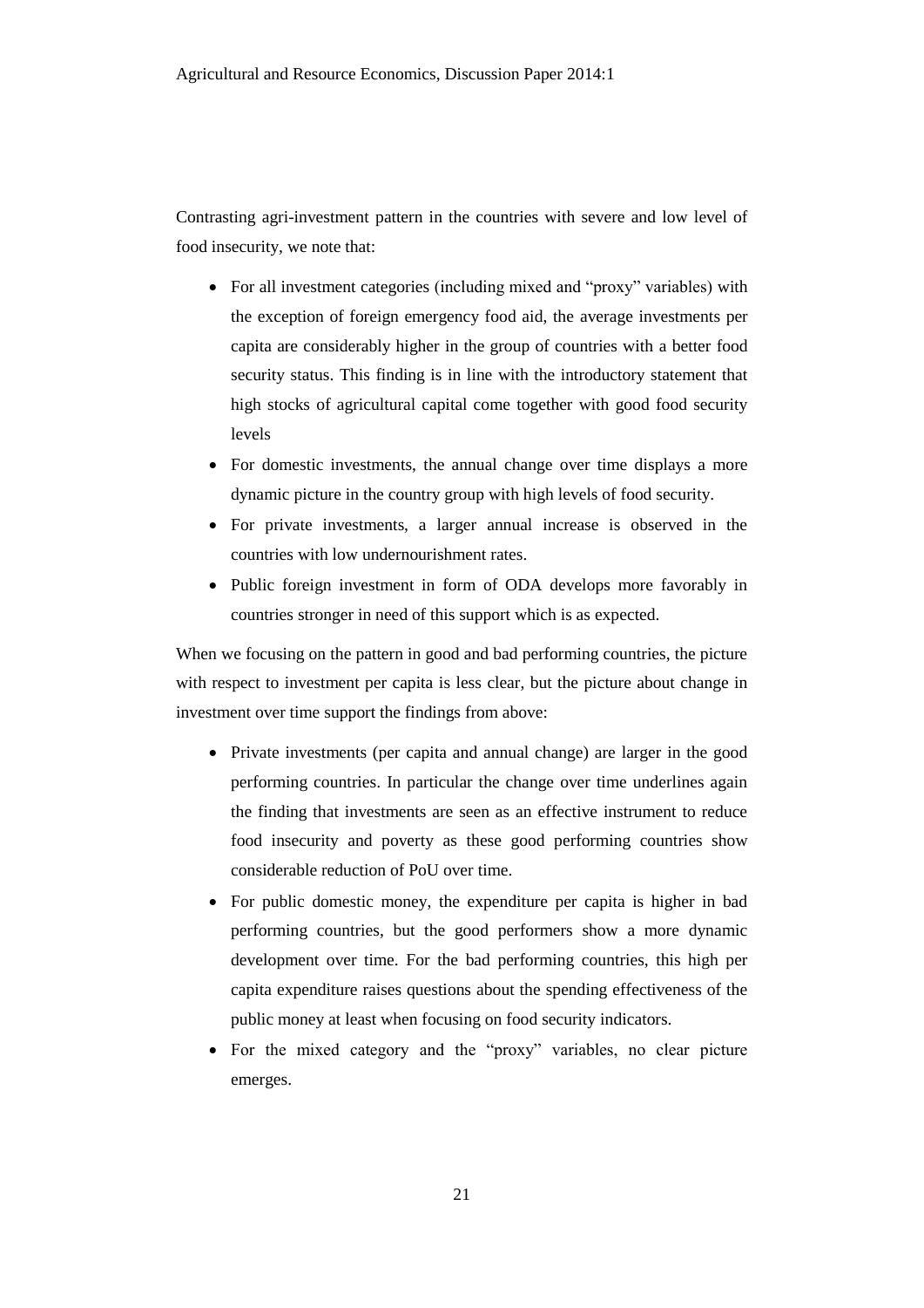Contrasting agri-investment pattern in the countries with severe and low level of food insecurity, we note that:

- For all investment categories (including mixed and "proxy" variables) with the exception of foreign emergency food aid, the average investments per capita are considerably higher in the group of countries with a better food security status. This finding is in line with the introductory statement that high stocks of agricultural capital come together with good food security levels
- For domestic investments, the annual change over time displays a more dynamic picture in the country group with high levels of food security.
- For private investments, a larger annual increase is observed in the countries with low undernourishment rates.
- Public foreign investment in form of ODA develops more favorably in countries stronger in need of this support which is as expected.

When we focusing on the pattern in good and bad performing countries, the picture with respect to investment per capita is less clear, but the picture about change in investment over time support the findings from above:

- Private investments (per capita and annual change) are larger in the good performing countries. In particular the change over time underlines again the finding that investments are seen as an effective instrument to reduce food insecurity and poverty as these good performing countries show considerable reduction of PoU over time.
- For public domestic money, the expenditure per capita is higher in bad performing countries, but the good performers show a more dynamic development over time. For the bad performing countries, this high per capita expenditure raises questions about the spending effectiveness of the public money at least when focusing on food security indicators.
- For the mixed category and the "proxy" variables, no clear picture emerges.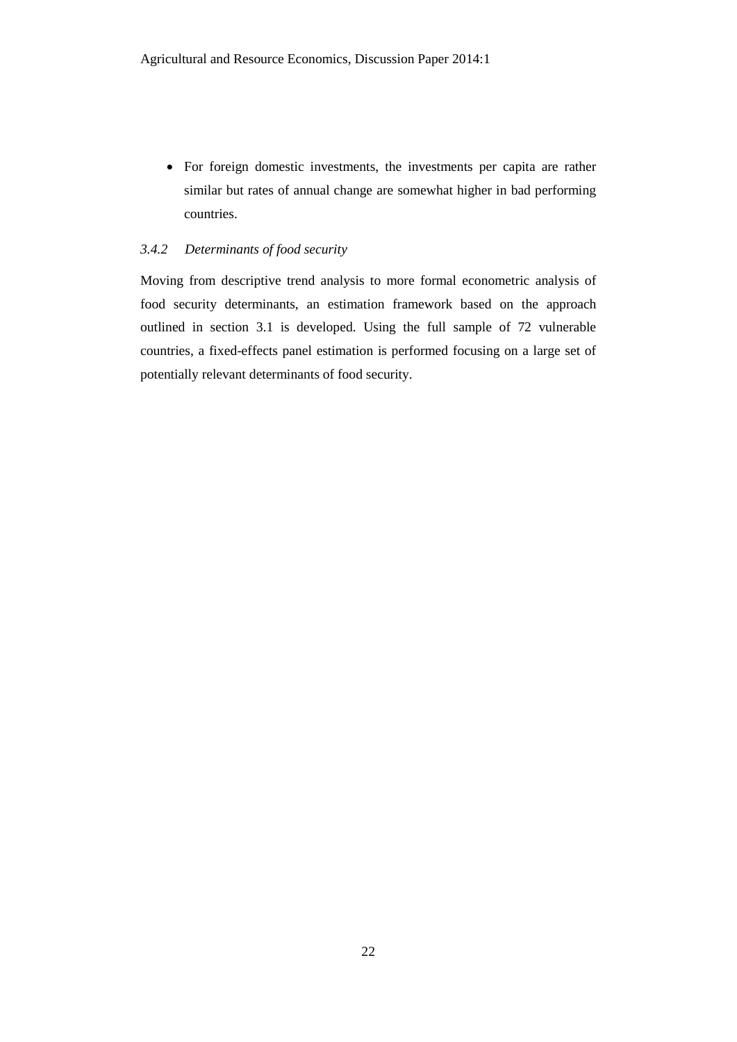- For foreign domestic investments, the investments per capita are rather similar but rates of annual change are somewhat higher in bad performing countries.

### *3.4.2 Determinants of food security*

Moving from descriptive trend analysis to more formal econometric analysis of food security determinants, an estimation framework based on the approach outlined in section 3.1 is developed. Using the full sample of 72 vulnerable countries, a fixed-effects panel estimation is performed focusing on a large set of potentially relevant determinants of food security.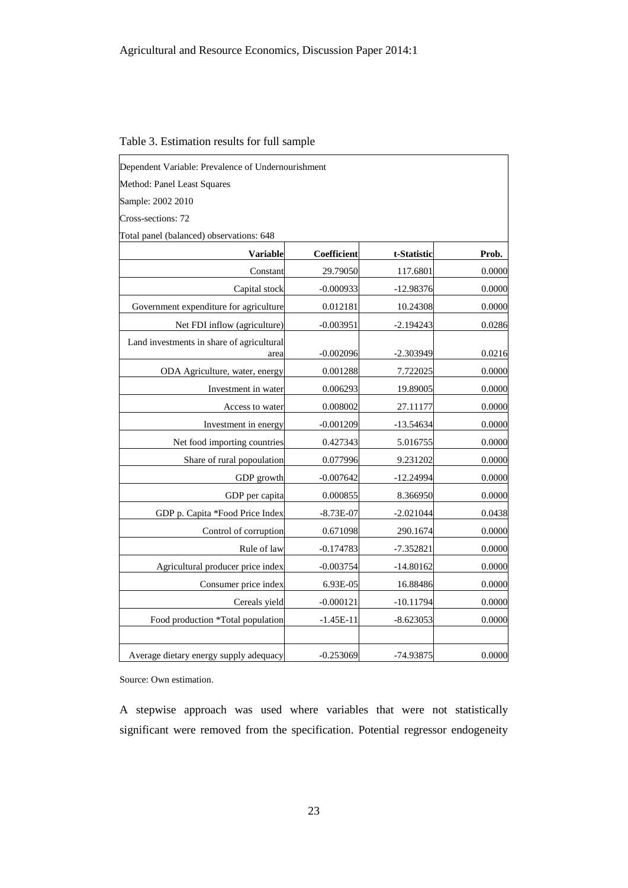Table 3. Estimation results for full sample

| Dependent Variable: Prevalence of Undernourishment | | | |
|---|---|---|---|
| Method: Panel Least Squares | | | |
| Sample: 2002 2010 | | | |
| Cross-sections: 72 | | | |
| Total panel (balanced) observations: 648 | | | |
| **Variable** | **Coefficient** | **t-Statistic** | **Prob.** |
| Constant | 29.79050 | 117.6801 | 0.0000 |
| Capital stock | -0.000933 | -12.98376 | 0.0000 |
| Government expenditure for agriculture | 0.012181 | 10.24308 | 0.0000 |
| Net FDI inflow (agriculture) | -0.003951 | -2.194243 | 0.0286 |
| Land investments in share of agricultural area | -0.002096 | -2.303949 | 0.0216 |
| ODA Agriculture, water, energy | 0.001288 | 7.722025 | 0.0000 |
| Investment in water | 0.006293 | 19.89005 | 0.0000 |
| Access to water | 0.008002 | 27.11177 | 0.0000 |
| Investment in energy | -0.001209 | -13.54634 | 0.0000 |
| Net food importing countries | 0.427343 | 5.016755 | 0.0000 |
| Share of rural popoulation | 0.077996 | 9.231202 | 0.0000 |
| GDP growth | -0.007642 | -12.24994 | 0.0000 |
| GDP per capita | 0.000855 | 8.366950 | 0.0000 |
| GDP p. Capita *Food Price Index | -8.73E-07 | -2.021044 | 0.0438 |
| Control of corruption | 0.671098 | 290.1674 | 0.0000 |
| Rule of law | -0.174783 | -7.352821 | 0.0000 |
| Agricultural producer price index | -0.003754 | -14.80162 | 0.0000 |
| Consumer price index | 6.93E-05 | 16.88486 | 0.0000 |
| Cereals yield | -0.000121 | -10.11794 | 0.0000 |
| Food production *Total population | -1.45E-11 | -8.623053 | 0.0000 |
| | | | |
| Average dietary energy supply adequacy | -0.253069 | -74.93875 | 0.0000 |

Source: Own estimation.

A stepwise approach was used where variables that were not statistically significant were removed from the specification. Potential regressor endogeneity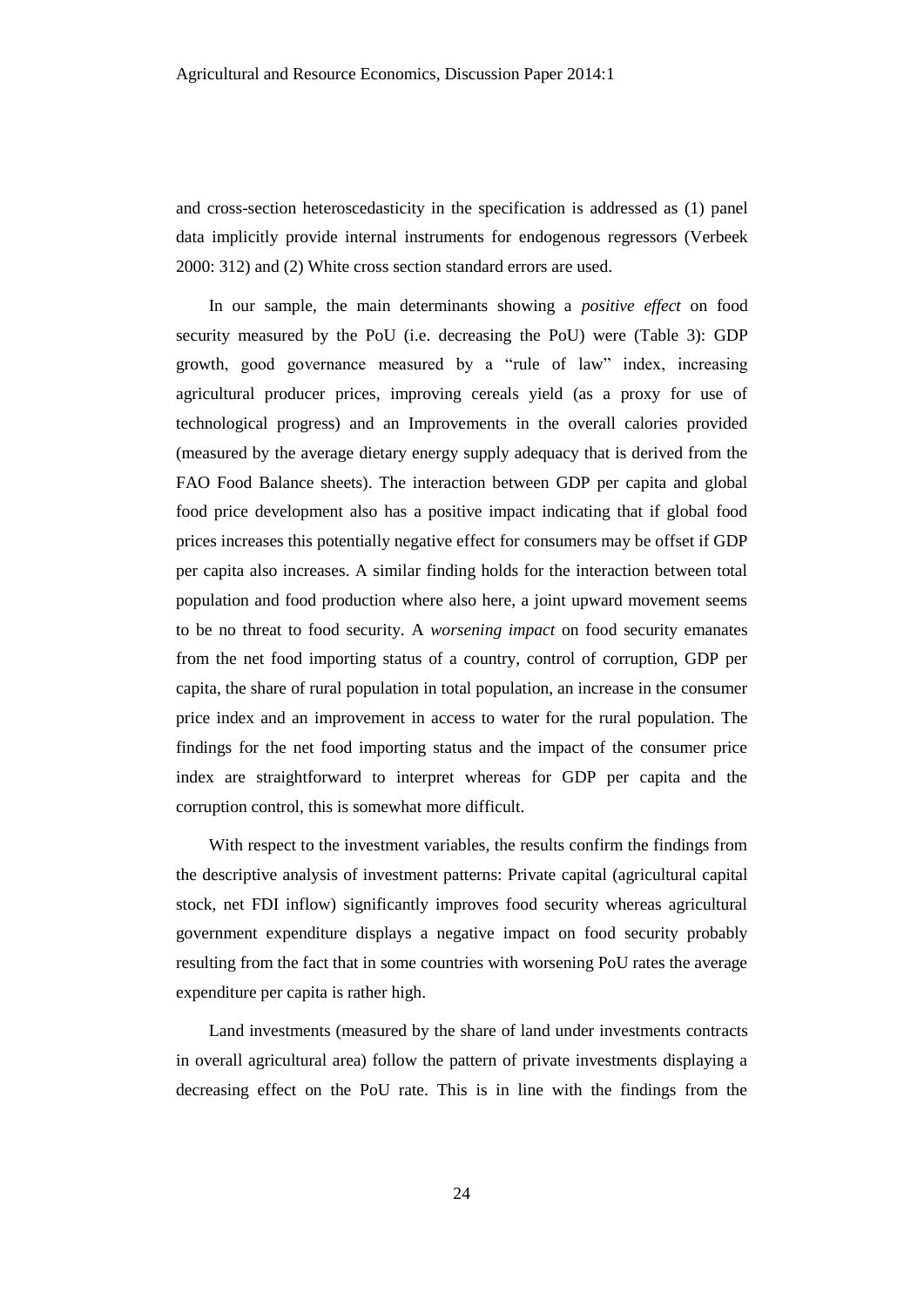and cross-section heteroscedasticity in the specification is addressed as (1) panel data implicitly provide internal instruments for endogenous regressors (Verbeek 2000: 312) and (2) White cross section standard errors are used.

In our sample, the main determinants showing a *positive effect* on food security measured by the PoU (i.e. decreasing the PoU) were (Table 3): GDP growth, good governance measured by a "rule of law" index, increasing agricultural producer prices, improving cereals yield (as a proxy for use of technological progress) and an Improvements in the overall calories provided (measured by the average dietary energy supply adequacy that is derived from the FAO Food Balance sheets). The interaction between GDP per capita and global food price development also has a positive impact indicating that if global food prices increases this potentially negative effect for consumers may be offset if GDP per capita also increases. A similar finding holds for the interaction between total population and food production where also here, a joint upward movement seems to be no threat to food security. A *worsening impact* on food security emanates from the net food importing status of a country, control of corruption, GDP per capita, the share of rural population in total population, an increase in the consumer price index and an improvement in access to water for the rural population. The findings for the net food importing status and the impact of the consumer price index are straightforward to interpret whereas for GDP per capita and the corruption control, this is somewhat more difficult.

With respect to the investment variables, the results confirm the findings from the descriptive analysis of investment patterns: Private capital (agricultural capital stock, net FDI inflow) significantly improves food security whereas agricultural government expenditure displays a negative impact on food security probably resulting from the fact that in some countries with worsening PoU rates the average expenditure per capita is rather high.

Land investments (measured by the share of land under investments contracts in overall agricultural area) follow the pattern of private investments displaying a decreasing effect on the PoU rate. This is in line with the findings from the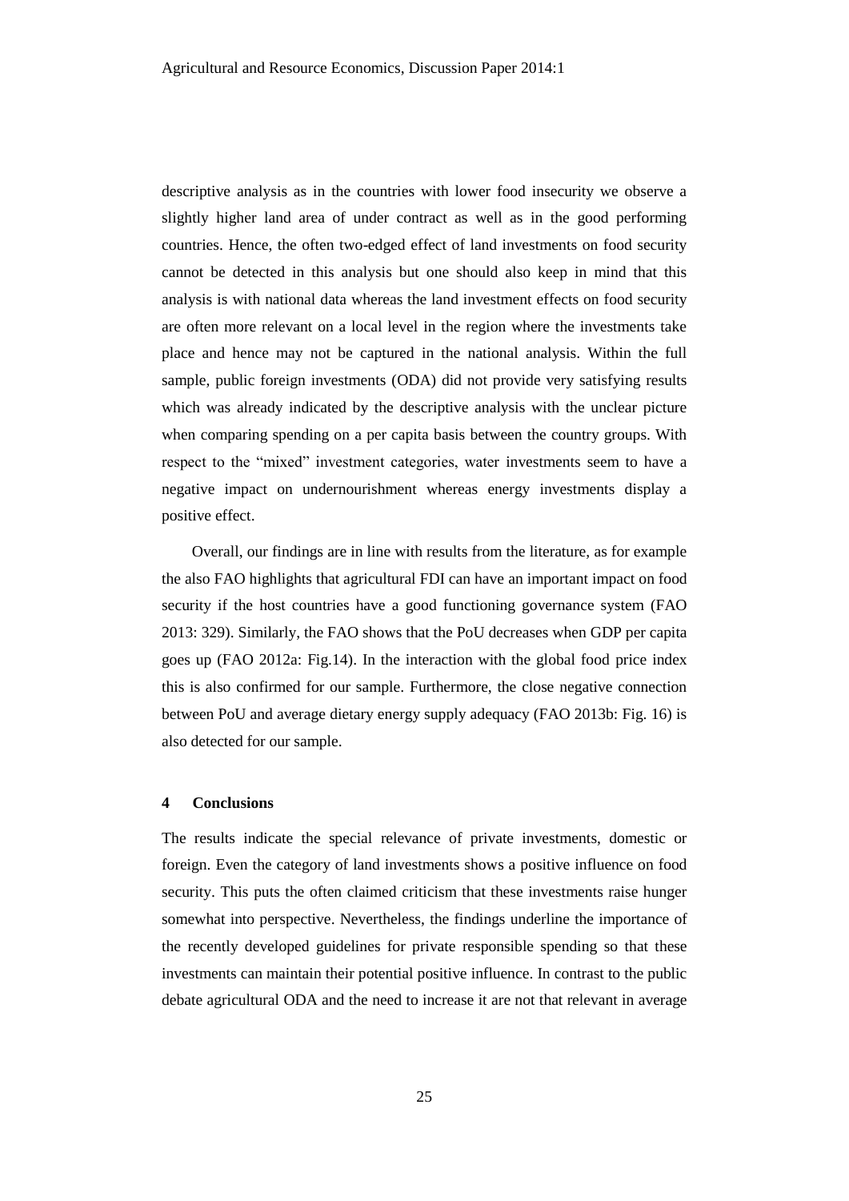descriptive analysis as in the countries with lower food insecurity we observe a slightly higher land area of under contract as well as in the good performing countries. Hence, the often two-edged effect of land investments on food security cannot be detected in this analysis but one should also keep in mind that this analysis is with national data whereas the land investment effects on food security are often more relevant on a local level in the region where the investments take place and hence may not be captured in the national analysis. Within the full sample, public foreign investments (ODA) did not provide very satisfying results which was already indicated by the descriptive analysis with the unclear picture when comparing spending on a per capita basis between the country groups. With respect to the "mixed" investment categories, water investments seem to have a negative impact on undernourishment whereas energy investments display a positive effect.

Overall, our findings are in line with results from the literature, as for example the also FAO highlights that agricultural FDI can have an important impact on food security if the host countries have a good functioning governance system (FAO 2013: 329). Similarly, the FAO shows that the PoU decreases when GDP per capita goes up (FAO 2012a: Fig.14). In the interaction with the global food price index this is also confirmed for our sample. Furthermore, the close negative connection between PoU and average dietary energy supply adequacy (FAO 2013b: Fig. 16) is also detected for our sample.

## 4 Conclusions

The results indicate the special relevance of private investments, domestic or foreign. Even the category of land investments shows a positive influence on food security. This puts the often claimed criticism that these investments raise hunger somewhat into perspective. Nevertheless, the findings underline the importance of the recently developed guidelines for private responsible spending so that these investments can maintain their potential positive influence. In contrast to the public debate agricultural ODA and the need to increase it are not that relevant in average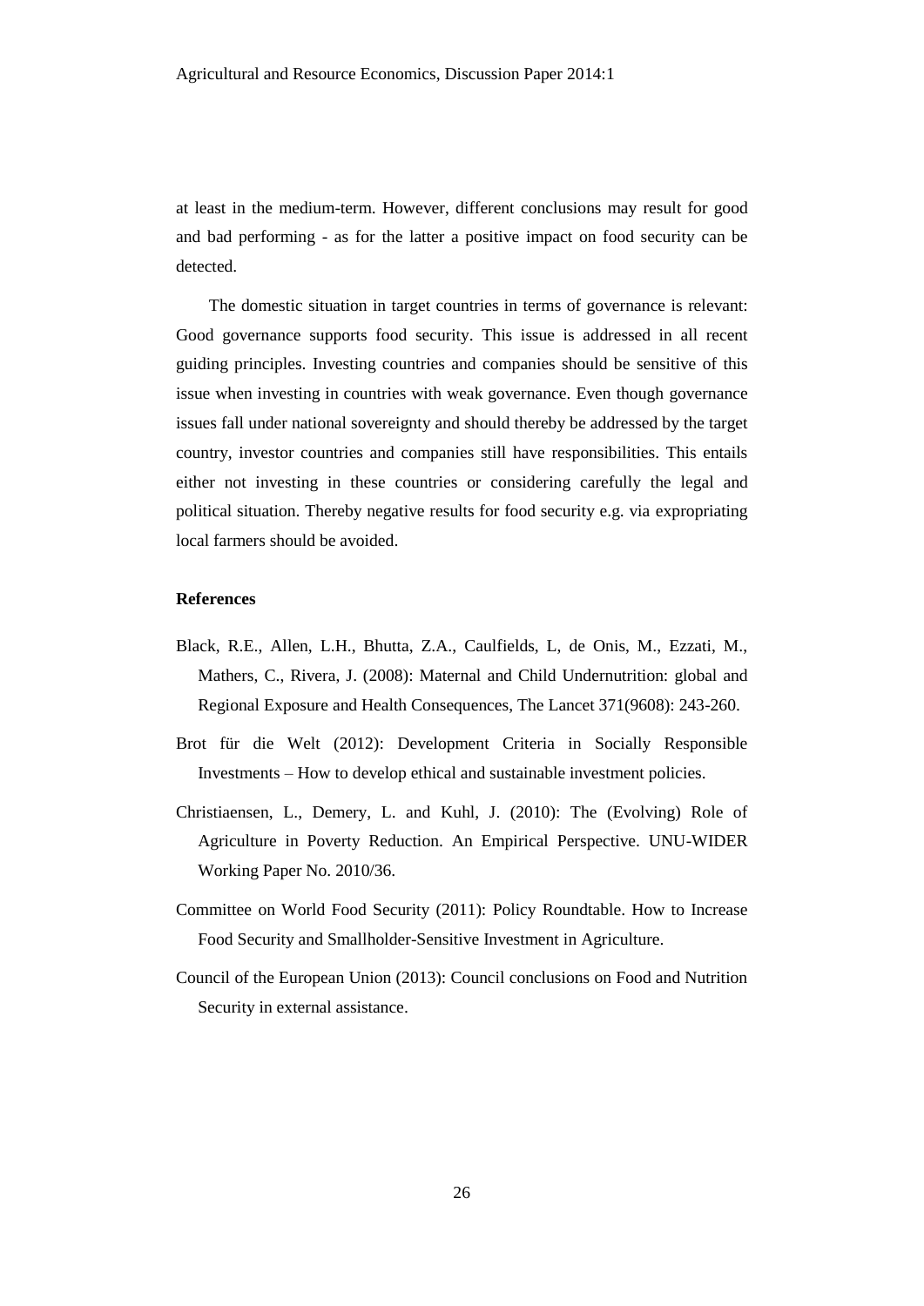at least in the medium-term. However, different conclusions may result for good and bad performing - as for the latter a positive impact on food security can be detected.

The domestic situation in target countries in terms of governance is relevant: Good governance supports food security. This issue is addressed in all recent guiding principles. Investing countries and companies should be sensitive of this issue when investing in countries with weak governance. Even though governance issues fall under national sovereignty and should thereby be addressed by the target country, investor countries and companies still have responsibilities. This entails either not investing in these countries or considering carefully the legal and political situation. Thereby negative results for food security e.g. via expropriating local farmers should be avoided.

## References

Black, R.E., Allen, L.H., Bhutta, Z.A., Caulfields, L, de Onis, M., Ezzati, M., Mathers, C., Rivera, J. (2008): Maternal and Child Undernutrition: global and Regional Exposure and Health Consequences, The Lancet 371(9608): 243-260.

Brot für die Welt (2012): Development Criteria in Socially Responsible Investments – How to develop ethical and sustainable investment policies.

Christiaensen, L., Demery, L. and Kuhl, J. (2010): The (Evolving) Role of Agriculture in Poverty Reduction. An Empirical Perspective. UNU-WIDER Working Paper No. 2010/36.

Committee on World Food Security (2011): Policy Roundtable. How to Increase Food Security and Smallholder-Sensitive Investment in Agriculture.

Council of the European Union (2013): Council conclusions on Food and Nutrition Security in external assistance.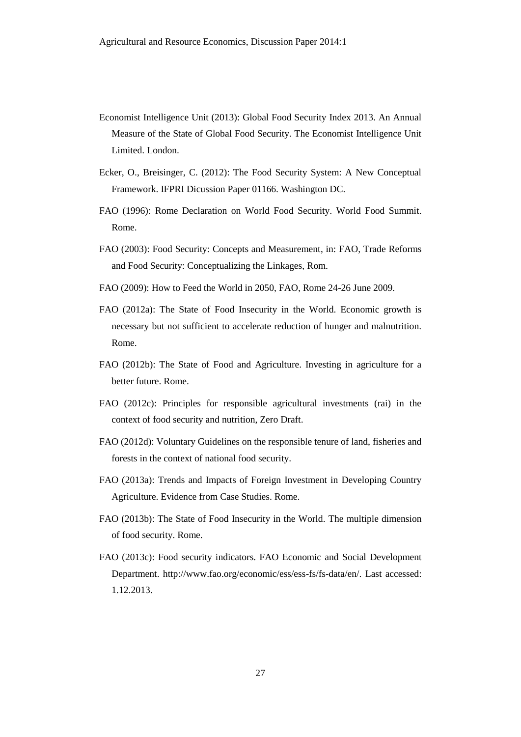Economist Intelligence Unit (2013): Global Food Security Index 2013. An Annual Measure of the State of Global Food Security. The Economist Intelligence Unit Limited. London.

Ecker, O., Breisinger, C. (2012): The Food Security System: A New Conceptual Framework. IFPRI Dicussion Paper 01166. Washington DC.

FAO (1996): Rome Declaration on World Food Security. World Food Summit. Rome.

FAO (2003): Food Security: Concepts and Measurement, in: FAO, Trade Reforms and Food Security: Conceptualizing the Linkages, Rom.

FAO (2009): How to Feed the World in 2050, FAO, Rome 24-26 June 2009.

FAO (2012a): The State of Food Insecurity in the World. Economic growth is necessary but not sufficient to accelerate reduction of hunger and malnutrition. Rome.

FAO (2012b): The State of Food and Agriculture. Investing in agriculture for a better future. Rome.

FAO (2012c): Principles for responsible agricultural investments (rai) in the context of food security and nutrition, Zero Draft.

FAO (2012d): Voluntary Guidelines on the responsible tenure of land, fisheries and forests in the context of national food security.

FAO (2013a): Trends and Impacts of Foreign Investment in Developing Country Agriculture. Evidence from Case Studies. Rome.

FAO (2013b): The State of Food Insecurity in the World. The multiple dimension of food security. Rome.

FAO (2013c): Food security indicators. FAO Economic and Social Development Department. http://www.fao.org/economic/ess/ess-fs/fs-data/en/. Last accessed: 1.12.2013.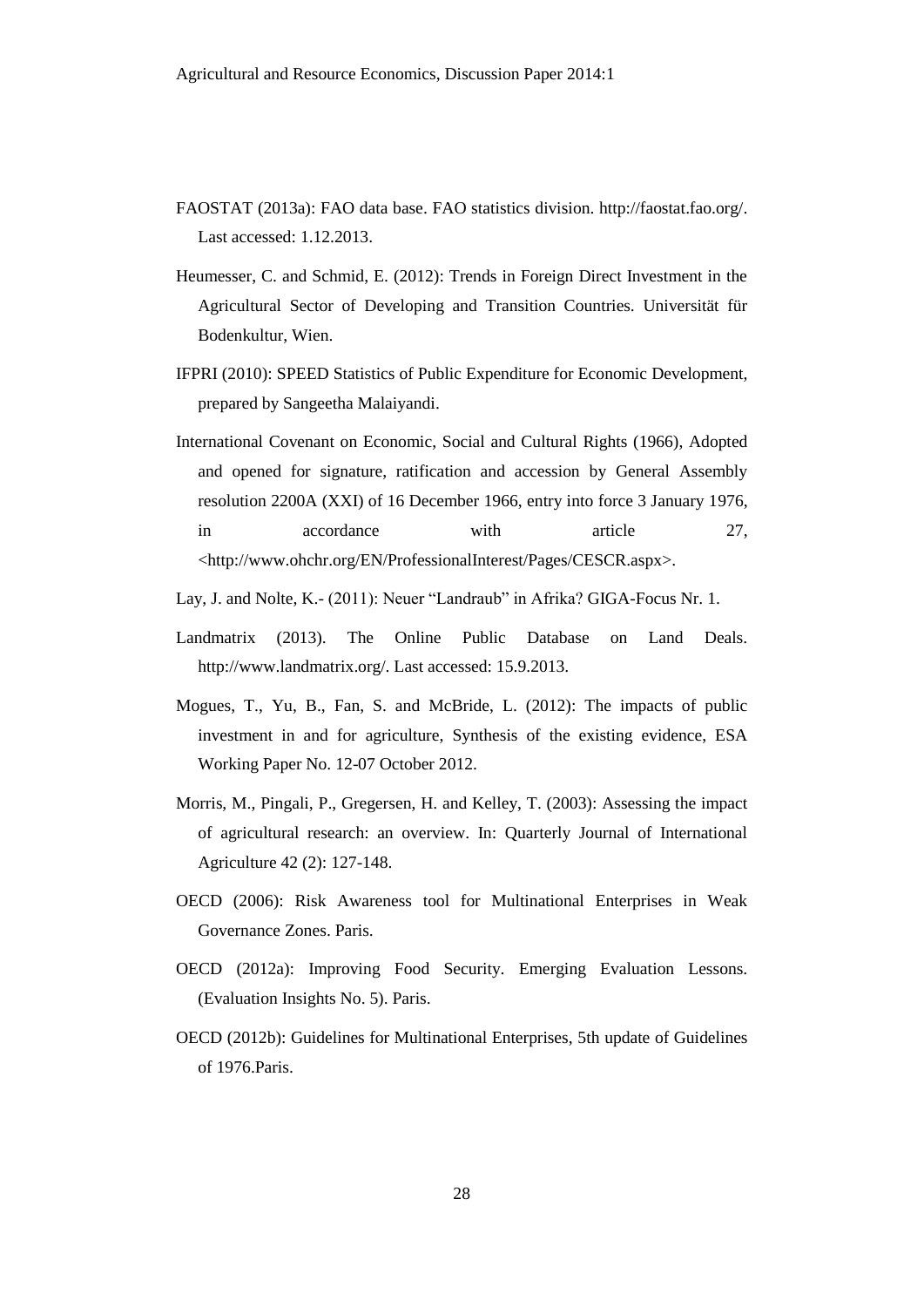FAOSTAT (2013a): FAO data base. FAO statistics division. http://faostat.fao.org/. Last accessed: 1.12.2013.

Heumesser, C. and Schmid, E. (2012): Trends in Foreign Direct Investment in the Agricultural Sector of Developing and Transition Countries. Universität für Bodenkultur, Wien.

IFPRI (2010): SPEED Statistics of Public Expenditure for Economic Development, prepared by Sangeetha Malaiyandi.

International Covenant on Economic, Social and Cultural Rights (1966), Adopted and opened for signature, ratification and accession by General Assembly resolution 2200A (XXI) of 16 December 1966, entry into force 3 January 1976, in accordance with article 27, <http://www.ohchr.org/EN/ProfessionalInterest/Pages/CESCR.aspx>.

Lay, J. and Nolte, K.- (2011): Neuer "Landraub" in Afrika? GIGA-Focus Nr. 1.

Landmatrix (2013). The Online Public Database on Land Deals. http://www.landmatrix.org/. Last accessed: 15.9.2013.

Mogues, T., Yu, B., Fan, S. and McBride, L. (2012): The impacts of public investment in and for agriculture, Synthesis of the existing evidence, ESA Working Paper No. 12-07 October 2012.

Morris, M., Pingali, P., Gregersen, H. and Kelley, T. (2003): Assessing the impact of agricultural research: an overview. In: Quarterly Journal of International Agriculture 42 (2): 127-148.

OECD (2006): Risk Awareness tool for Multinational Enterprises in Weak Governance Zones. Paris.

OECD (2012a): Improving Food Security. Emerging Evaluation Lessons. (Evaluation Insights No. 5). Paris.

OECD (2012b): Guidelines for Multinational Enterprises, 5th update of Guidelines of 1976.Paris.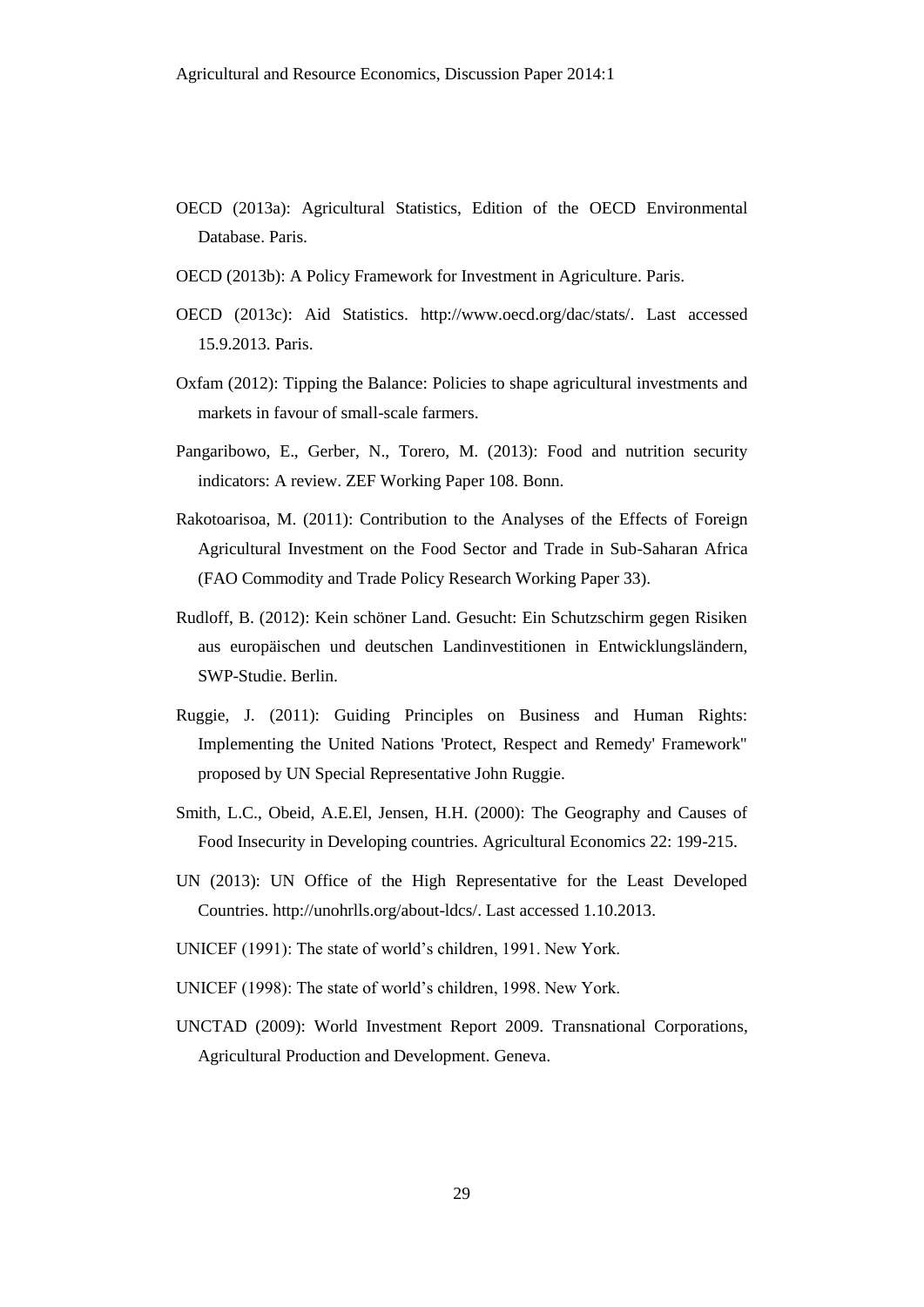OECD (2013a): Agricultural Statistics, Edition of the OECD Environmental Database. Paris.

OECD (2013b): A Policy Framework for Investment in Agriculture. Paris.

OECD (2013c): Aid Statistics. http://www.oecd.org/dac/stats/. Last accessed 15.9.2013. Paris.

Oxfam (2012): Tipping the Balance: Policies to shape agricultural investments and markets in favour of small-scale farmers.

Pangaribowo, E., Gerber, N., Torero, M. (2013): Food and nutrition security indicators: A review. ZEF Working Paper 108. Bonn.

Rakotoarisoa, M. (2011): Contribution to the Analyses of the Effects of Foreign Agricultural Investment on the Food Sector and Trade in Sub-Saharan Africa (FAO Commodity and Trade Policy Research Working Paper 33).

Rudloff, B. (2012): Kein schöner Land. Gesucht: Ein Schutzschirm gegen Risiken aus europäischen und deutschen Landinvestitionen in Entwicklungsländern, SWP-Studie. Berlin.

Ruggie, J. (2011): Guiding Principles on Business and Human Rights: Implementing the United Nations 'Protect, Respect and Remedy' Framework" proposed by UN Special Representative John Ruggie.

Smith, L.C., Obeid, A.E.El, Jensen, H.H. (2000): The Geography and Causes of Food Insecurity in Developing countries. Agricultural Economics 22: 199-215.

UN (2013): UN Office of the High Representative for the Least Developed Countries. http://unohrlls.org/about-ldcs/. Last accessed 1.10.2013.

UNICEF (1991): The state of world's children, 1991. New York.

UNICEF (1998): The state of world's children, 1998. New York.

UNCTAD (2009): World Investment Report 2009. Transnational Corporations, Agricultural Production and Development. Geneva.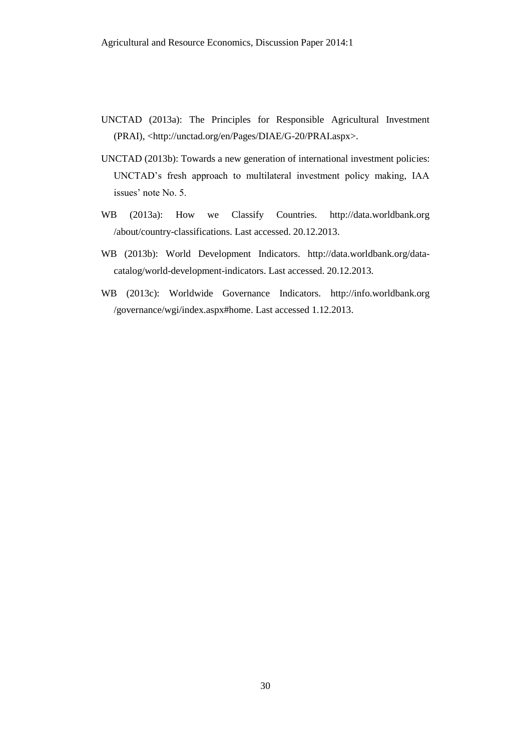UNCTAD (2013a): The Principles for Responsible Agricultural Investment (PRAI), <http://unctad.org/en/Pages/DIAE/G-20/PRAI.aspx>.

UNCTAD (2013b): Towards a new generation of international investment policies: UNCTAD's fresh approach to multilateral investment policy making, IAA issues' note No. 5.

WB (2013a): How we Classify Countries. http://data.worldbank.org /about/country-classifications. Last accessed. 20.12.2013.

WB (2013b): World Development Indicators. http://data.worldbank.org/data-catalog/world-development-indicators. Last accessed. 20.12.2013.

WB (2013c): Worldwide Governance Indicators. http://info.worldbank.org /governance/wgi/index.aspx#home. Last accessed 1.12.2013.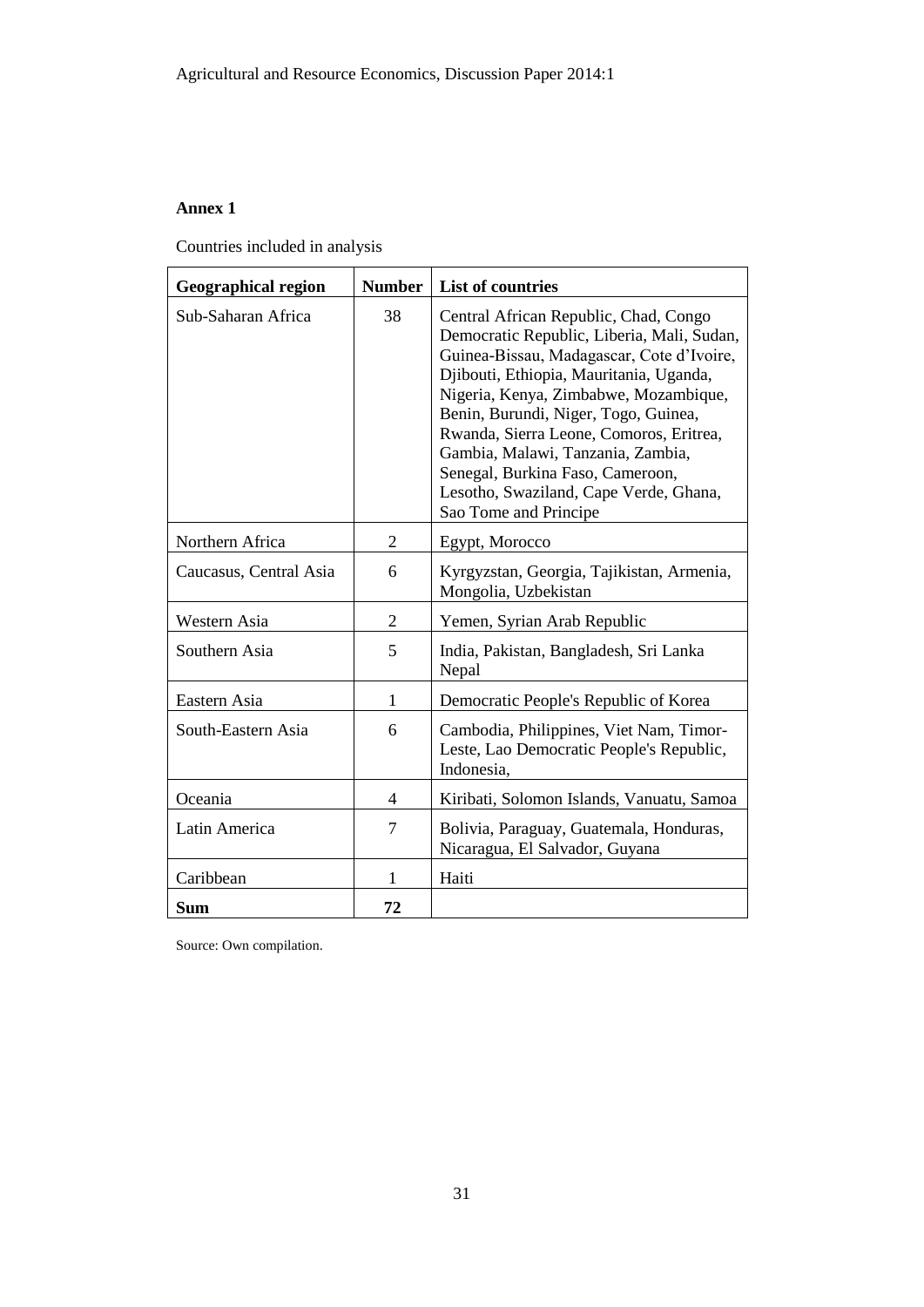**Annex 1**

Countries included in analysis

| Geographical region | Number | List of countries |
|---|---|---|
| Sub-Saharan Africa | 38 | Central African Republic, Chad, Congo Democratic Republic, Liberia, Mali, Sudan, Guinea-Bissau, Madagascar, Cote d'Ivoire, Djibouti, Ethiopia, Mauritania, Uganda, Nigeria, Kenya, Zimbabwe, Mozambique, Benin, Burundi, Niger, Togo, Guinea, Rwanda, Sierra Leone, Comoros, Eritrea, Gambia, Malawi, Tanzania, Zambia, Senegal, Burkina Faso, Cameroon, Lesotho, Swaziland, Cape Verde, Ghana, Sao Tome and Principe |
| Northern Africa | 2 | Egypt, Morocco |
| Caucasus, Central Asia | 6 | Kyrgyzstan, Georgia, Tajikistan, Armenia, Mongolia, Uzbekistan |
| Western Asia | 2 | Yemen, Syrian Arab Republic |
| Southern Asia | 5 | India, Pakistan, Bangladesh, Sri Lanka Nepal |
| Eastern Asia | 1 | Democratic People's Republic of Korea |
| South-Eastern Asia | 6 | Cambodia, Philippines, Viet Nam, Timor-Leste, Lao Democratic People's Republic, Indonesia, |
| Oceania | 4 | Kiribati, Solomon Islands, Vanuatu, Samoa |
| Latin America | 7 | Bolivia, Paraguay, Guatemala, Honduras, Nicaragua, El Salvador, Guyana |
| Caribbean | 1 | Haiti |
| **Sum** | **72** | |

Source: Own compilation.